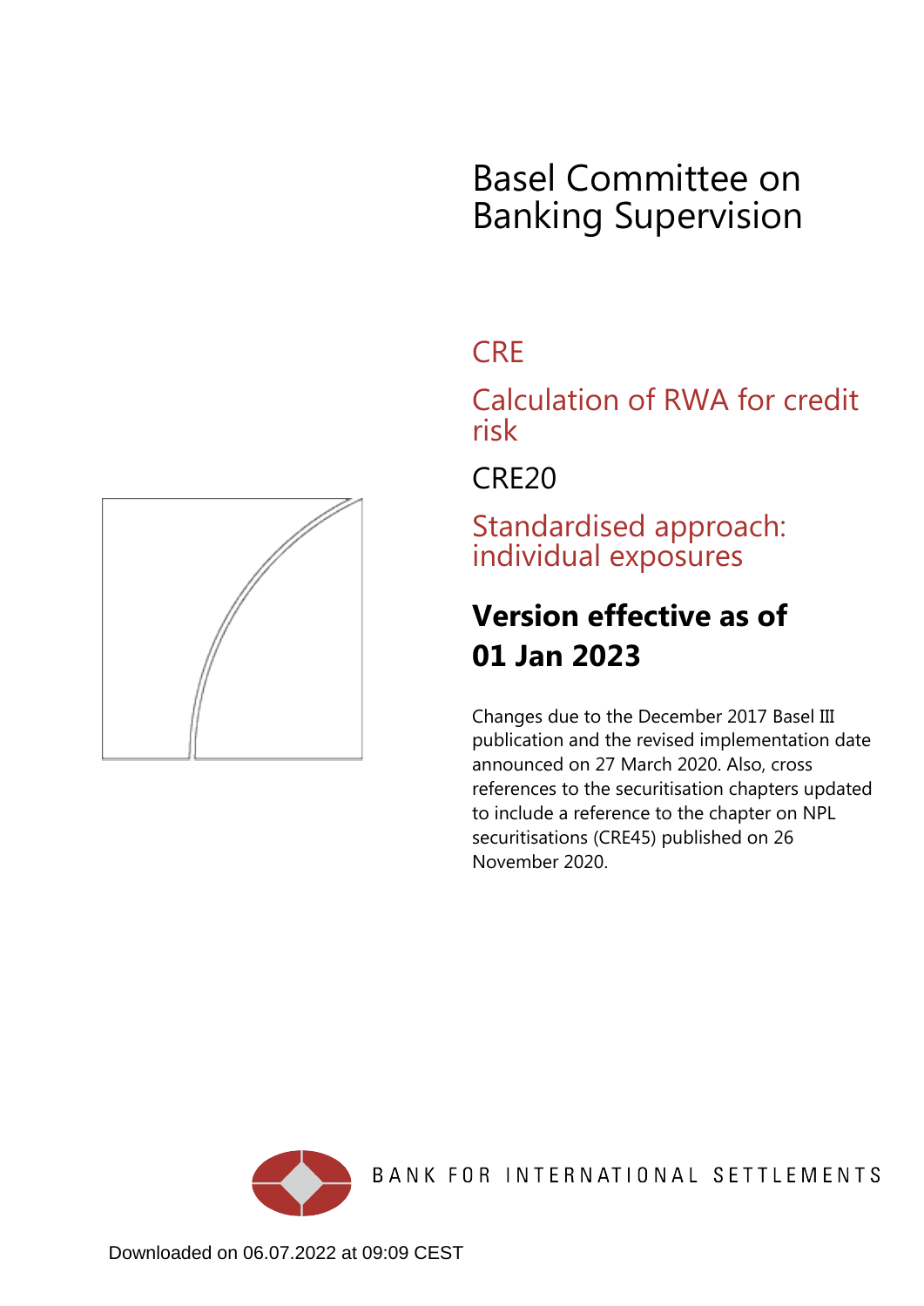# Basel Committee on Banking Supervision

## CRE

## Calculation of RWA for credit risk

## CRE20

## Standardised approach: individual exposures

### Version effective as of 01 Jan 2023

Changes due to the December 2017 Basel III publication and the revised implementation date announced on 27 March 2020. Also, cross references to the securitisation chapters updated to include a reference to the chapter on NPL securitisations (CRE45) published on 26 November 2020.

BANK FOR INTERNATIONAL SETTLEMENTS

Downloaded on 06.07.2022 at 09:09 CEST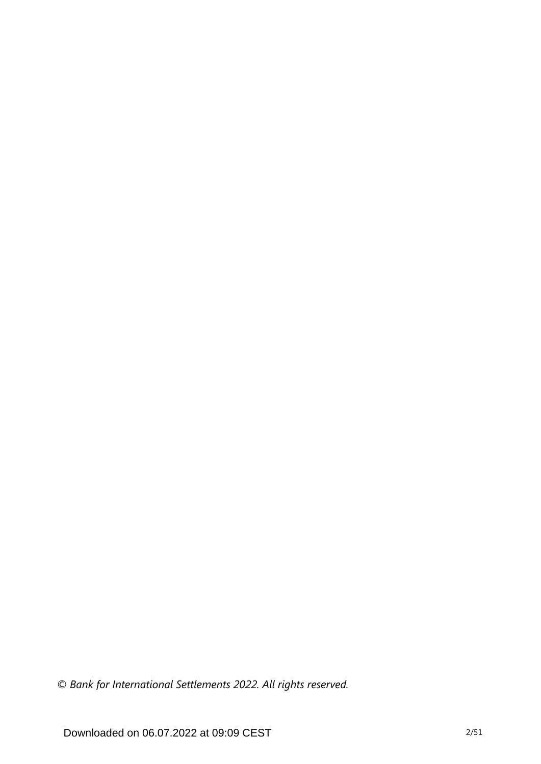*© Bank for International Settlements 2022. All rights reserved.*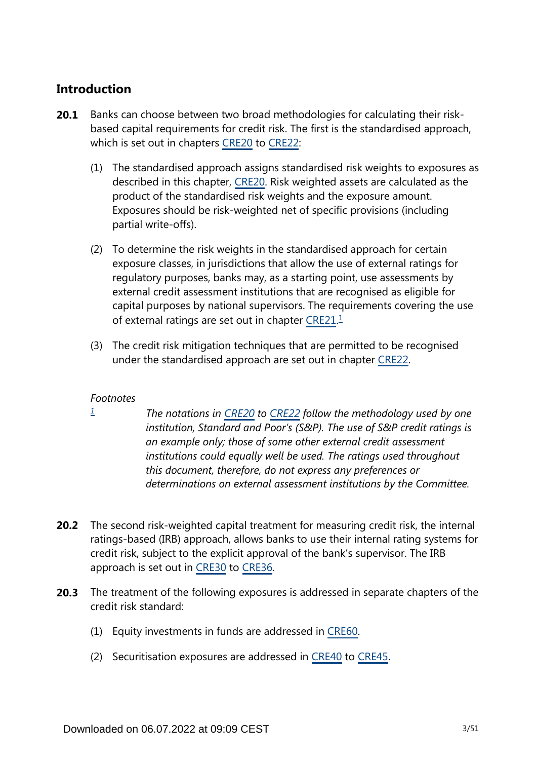## Introduction

**20.1** Banks can choose between two broad methodologies for calculating their risk-based capital requirements for credit risk. The first is the standardised approach, which is set out in chapters CRE20 to CRE22:

(1) The standardised approach assigns standardised risk weights to exposures as described in this chapter, CRE20. Risk weighted assets are calculated as the product of the standardised risk weights and the exposure amount. Exposures should be risk-weighted net of specific provisions (including partial write-offs).

(2) To determine the risk weights in the standardised approach for certain exposure classes, in jurisdictions that allow the use of external ratings for regulatory purposes, banks may, as a starting point, use assessments by external credit assessment institutions that are recognised as eligible for capital purposes by national supervisors. The requirements covering the use of external ratings are set out in chapter CRE21.[1]

(3) The credit risk mitigation techniques that are permitted to be recognised under the standardised approach are set out in chapter CRE22.

*Footnotes*

[1] *The notations in CRE20 to CRE22 follow the methodology used by one institution, Standard and Poor's (S&P). The use of S&P credit ratings is an example only; those of some other external credit assessment institutions could equally well be used. The ratings used throughout this document, therefore, do not express any preferences or determinations on external assessment institutions by the Committee.*

**20.2** The second risk-weighted capital treatment for measuring credit risk, the internal ratings-based (IRB) approach, allows banks to use their internal rating systems for credit risk, subject to the explicit approval of the bank's supervisor. The IRB approach is set out in CRE30 to CRE36.

**20.3** The treatment of the following exposures is addressed in separate chapters of the credit risk standard:

(1) Equity investments in funds are addressed in CRE60.

(2) Securitisation exposures are addressed in CRE40 to CRE45.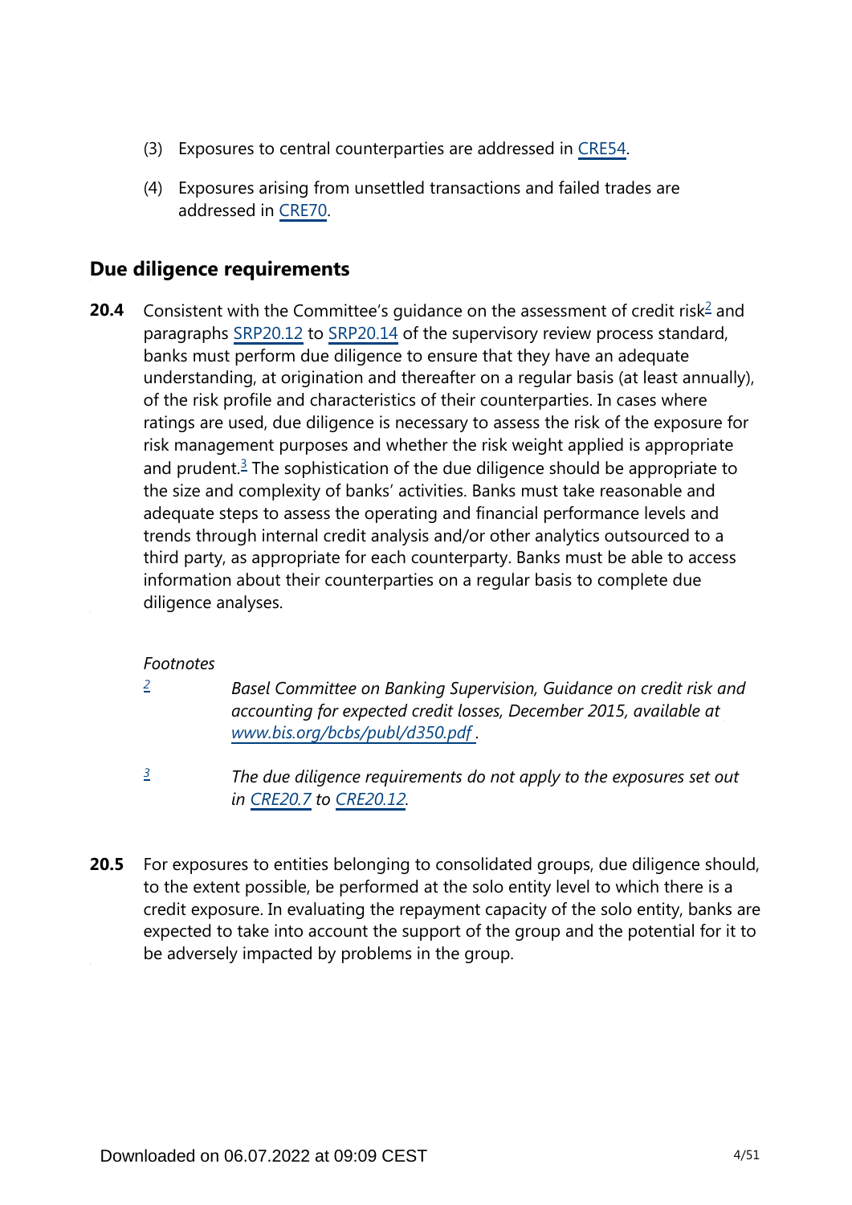(3) Exposures to central counterparties are addressed in CRE54.

(4) Exposures arising from unsettled transactions and failed trades are addressed in CRE70.

## Due diligence requirements

**20.4** Consistent with the Committee's guidance on the assessment of credit risk[2] and paragraphs SRP20.12 to SRP20.14 of the supervisory review process standard, banks must perform due diligence to ensure that they have an adequate understanding, at origination and thereafter on a regular basis (at least annually), of the risk profile and characteristics of their counterparties. In cases where ratings are used, due diligence is necessary to assess the risk of the exposure for risk management purposes and whether the risk weight applied is appropriate and prudent.[3] The sophistication of the due diligence should be appropriate to the size and complexity of banks' activities. Banks must take reasonable and adequate steps to assess the operating and financial performance levels and trends through internal credit analysis and/or other analytics outsourced to a third party, as appropriate for each counterparty. Banks must be able to access information about their counterparties on a regular basis to complete due diligence analyses.

*Footnotes*

[2] *Basel Committee on Banking Supervision, Guidance on credit risk and accounting for expected credit losses, December 2015, available at www.bis.org/bcbs/publ/d350.pdf .*

[3] *The due diligence requirements do not apply to the exposures set out in CRE20.7 to CRE20.12.*

**20.5** For exposures to entities belonging to consolidated groups, due diligence should, to the extent possible, be performed at the solo entity level to which there is a credit exposure. In evaluating the repayment capacity of the solo entity, banks are expected to take into account the support of the group and the potential for it to be adversely impacted by problems in the group.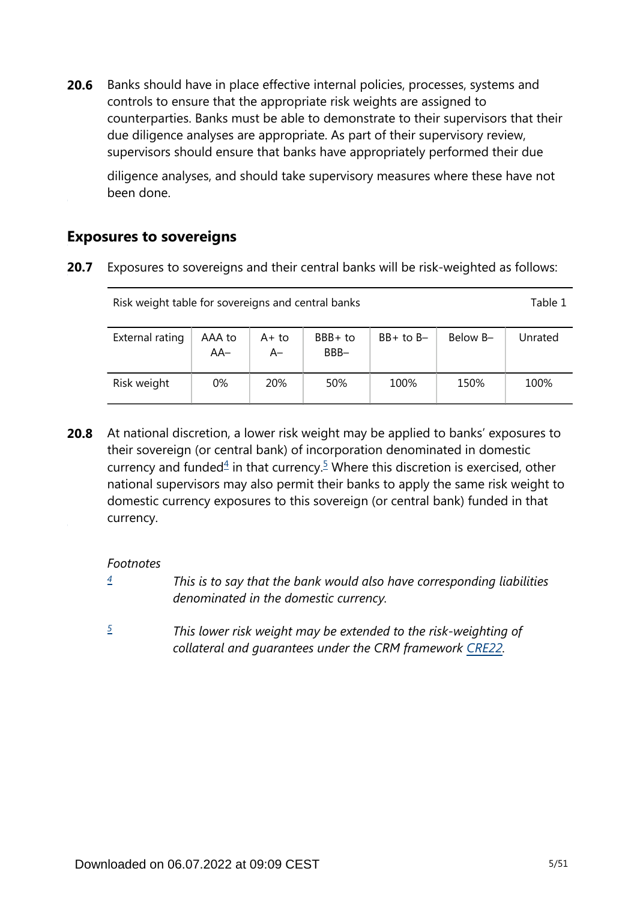**20.6** Banks should have in place effective internal policies, processes, systems and controls to ensure that the appropriate risk weights are assigned to counterparties. Banks must be able to demonstrate to their supervisors that their due diligence analyses are appropriate. As part of their supervisory review, supervisors should ensure that banks have appropriately performed their due diligence analyses, and should take supervisory measures where these have not been done.

## Exposures to sovereigns

**20.7** Exposures to sovereigns and their central banks will be risk-weighted as follows:

Risk weight table for sovereigns and central banks — Table 1

| External rating | AAA to AA– | A+ to A– | BBB+ to BBB– | BB+ to B– | Below B– | Unrated |
|---|---|---|---|---|---|---|
| Risk weight | 0% | 20% | 50% | 100% | 150% | 100% |

**20.8** At national discretion, a lower risk weight may be applied to banks' exposures to their sovereign (or central bank) of incorporation denominated in domestic currency and funded[4] in that currency.[5] Where this discretion is exercised, other national supervisors may also permit their banks to apply the same risk weight to domestic currency exposures to this sovereign (or central bank) funded in that currency.

*Footnotes*

[4] *This is to say that the bank would also have corresponding liabilities denominated in the domestic currency.*

[5] *This lower risk weight may be extended to the risk-weighting of collateral and guarantees under the CRM framework CRE22.*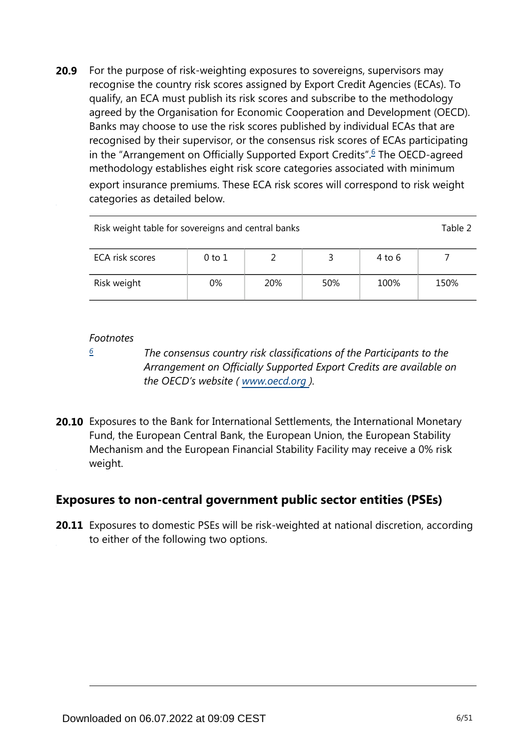**20.9** For the purpose of risk-weighting exposures to sovereigns, supervisors may recognise the country risk scores assigned by Export Credit Agencies (ECAs). To qualify, an ECA must publish its risk scores and subscribe to the methodology agreed by the Organisation for Economic Cooperation and Development (OECD). Banks may choose to use the risk scores published by individual ECAs that are recognised by their supervisor, or the consensus risk scores of ECAs participating in the "Arrangement on Officially Supported Export Credits".[6] The OECD-agreed methodology establishes eight risk score categories associated with minimum export insurance premiums. These ECA risk scores will correspond to risk weight categories as detailed below.

Risk weight table for sovereigns and central banks — Table 2

| ECA risk scores | 0 to 1 | 2 | 3 | 4 to 6 | 7 |
|---|---|---|---|---|---|
| Risk weight | 0% | 20% | 50% | 100% | 150% |

*Footnotes*

[6] *The consensus country risk classifications of the Participants to the Arrangement on Officially Supported Export Credits are available on the OECD's website ( www.oecd.org ).*

**20.10** Exposures to the Bank for International Settlements, the International Monetary Fund, the European Central Bank, the European Union, the European Stability Mechanism and the European Financial Stability Facility may receive a 0% risk weight.

## Exposures to non-central government public sector entities (PSEs)

**20.11** Exposures to domestic PSEs will be risk-weighted at national discretion, according to either of the following two options.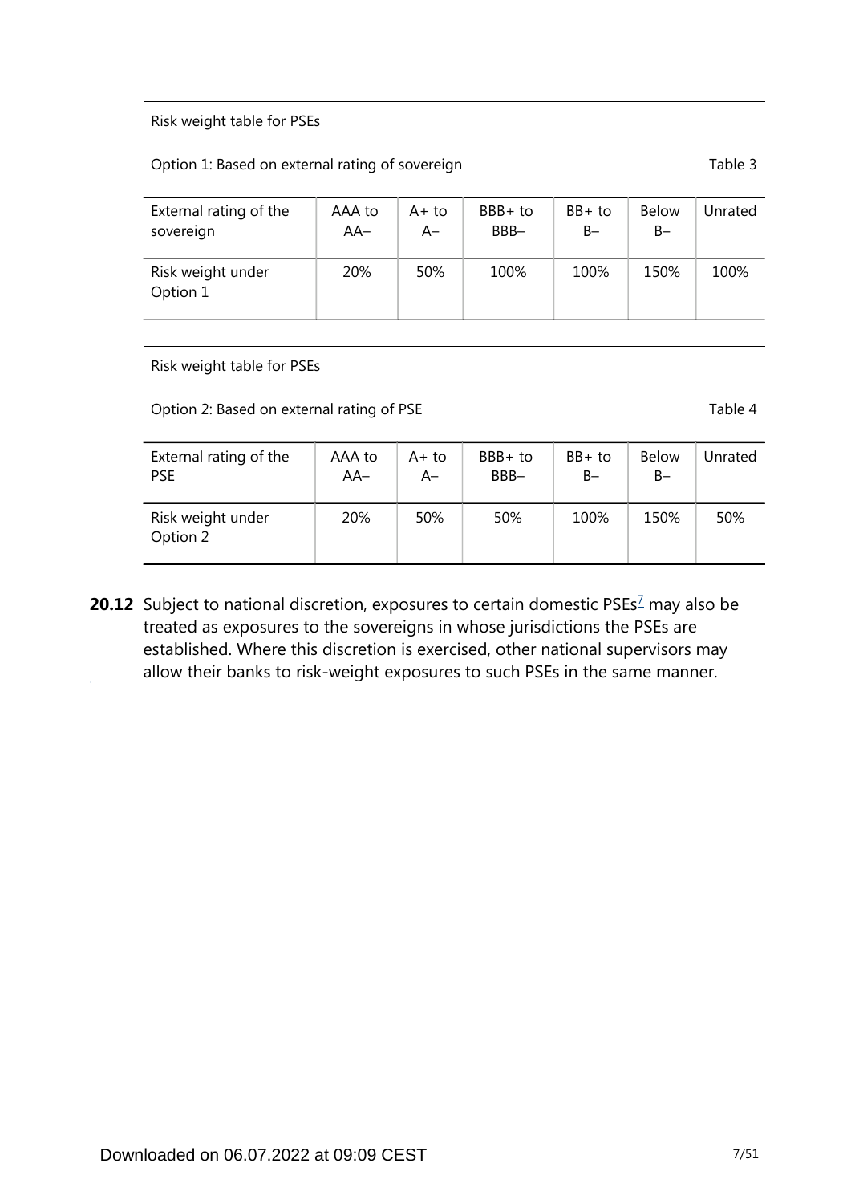Risk weight table for PSEs

Option 1: Based on external rating of sovereign — Table 3

| External rating of the sovereign | AAA to AA– | A+ to A– | BBB+ to BBB– | BB+ to B– | Below B– | Unrated |
|---|---|---|---|---|---|---|
| Risk weight under Option 1 | 20% | 50% | 100% | 100% | 150% | 100% |

Risk weight table for PSEs

Option 2: Based on external rating of PSE — Table 4

| External rating of the PSE | AAA to AA– | A+ to A– | BBB+ to BBB– | BB+ to B– | Below B– | Unrated |
|---|---|---|---|---|---|---|
| Risk weight under Option 2 | 20% | 50% | 50% | 100% | 150% | 50% |

**20.12** Subject to national discretion, exposures to certain domestic PSEs[7] may also be treated as exposures to the sovereigns in whose jurisdictions the PSEs are established. Where this discretion is exercised, other national supervisors may allow their banks to risk-weight exposures to such PSEs in the same manner.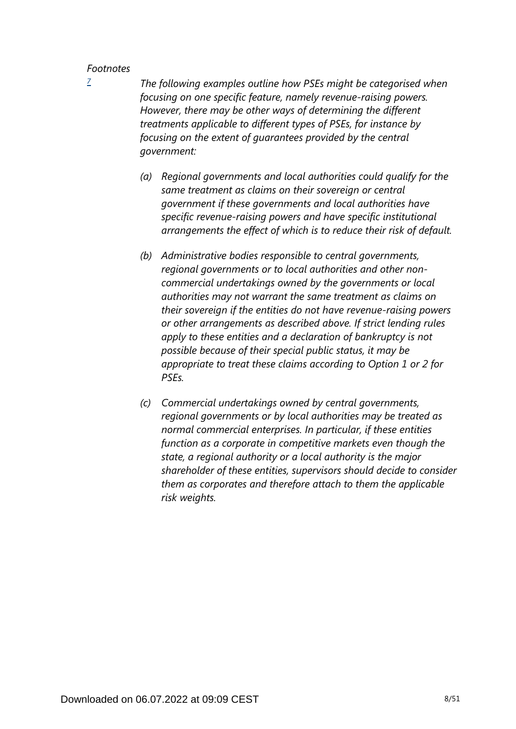*Footnotes*

[7] *The following examples outline how PSEs might be categorised when focusing on one specific feature, namely revenue-raising powers. However, there may be other ways of determining the different treatments applicable to different types of PSEs, for instance by focusing on the extent of guarantees provided by the central government:*

*(a) Regional governments and local authorities could qualify for the same treatment as claims on their sovereign or central government if these governments and local authorities have specific revenue-raising powers and have specific institutional arrangements the effect of which is to reduce their risk of default.*

*(b) Administrative bodies responsible to central governments, regional governments or to local authorities and other non-commercial undertakings owned by the governments or local authorities may not warrant the same treatment as claims on their sovereign if the entities do not have revenue-raising powers or other arrangements as described above. If strict lending rules apply to these entities and a declaration of bankruptcy is not possible because of their special public status, it may be appropriate to treat these claims according to Option 1 or 2 for PSEs.*

*(c) Commercial undertakings owned by central governments, regional governments or by local authorities may be treated as normal commercial enterprises. In particular, if these entities function as a corporate in competitive markets even though the state, a regional authority or a local authority is the major shareholder of these entities, supervisors should decide to consider them as corporates and therefore attach to them the applicable risk weights.*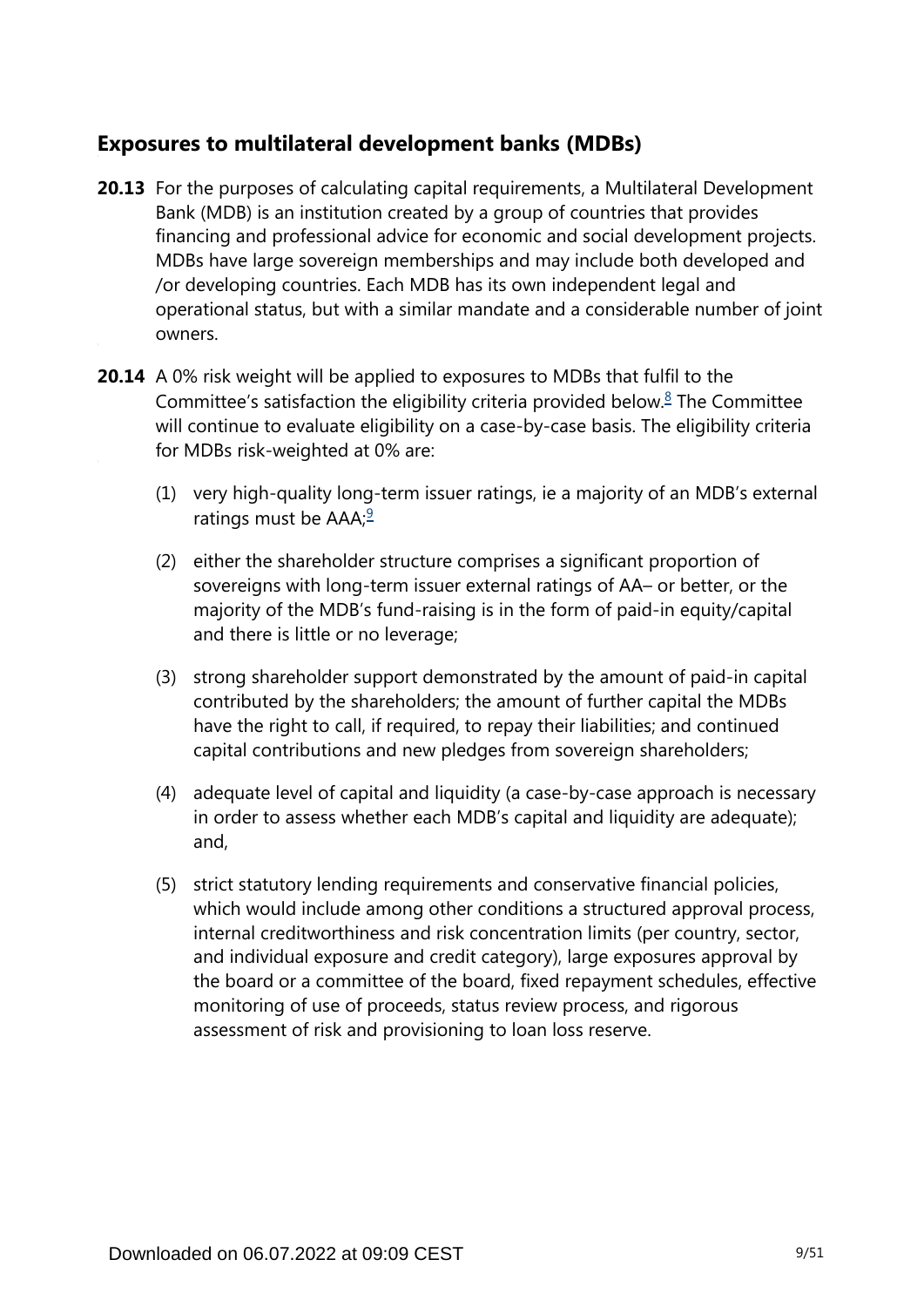## Exposures to multilateral development banks (MDBs)

**20.13** For the purposes of calculating capital requirements, a Multilateral Development Bank (MDB) is an institution created by a group of countries that provides financing and professional advice for economic and social development projects. MDBs have large sovereign memberships and may include both developed and /or developing countries. Each MDB has its own independent legal and operational status, but with a similar mandate and a considerable number of joint owners.

**20.14** A 0% risk weight will be applied to exposures to MDBs that fulfil to the Committee's satisfaction the eligibility criteria provided below.[8] The Committee will continue to evaluate eligibility on a case-by-case basis. The eligibility criteria for MDBs risk-weighted at 0% are:

(1) very high-quality long-term issuer ratings, ie a majority of an MDB's external ratings must be AAA;[9]

(2) either the shareholder structure comprises a significant proportion of sovereigns with long-term issuer external ratings of AA– or better, or the majority of the MDB's fund-raising is in the form of paid-in equity/capital and there is little or no leverage;

(3) strong shareholder support demonstrated by the amount of paid-in capital contributed by the shareholders; the amount of further capital the MDBs have the right to call, if required, to repay their liabilities; and continued capital contributions and new pledges from sovereign shareholders;

(4) adequate level of capital and liquidity (a case-by-case approach is necessary in order to assess whether each MDB's capital and liquidity are adequate); and,

(5) strict statutory lending requirements and conservative financial policies, which would include among other conditions a structured approval process, internal creditworthiness and risk concentration limits (per country, sector, and individual exposure and credit category), large exposures approval by the board or a committee of the board, fixed repayment schedules, effective monitoring of use of proceeds, status review process, and rigorous assessment of risk and provisioning to loan loss reserve.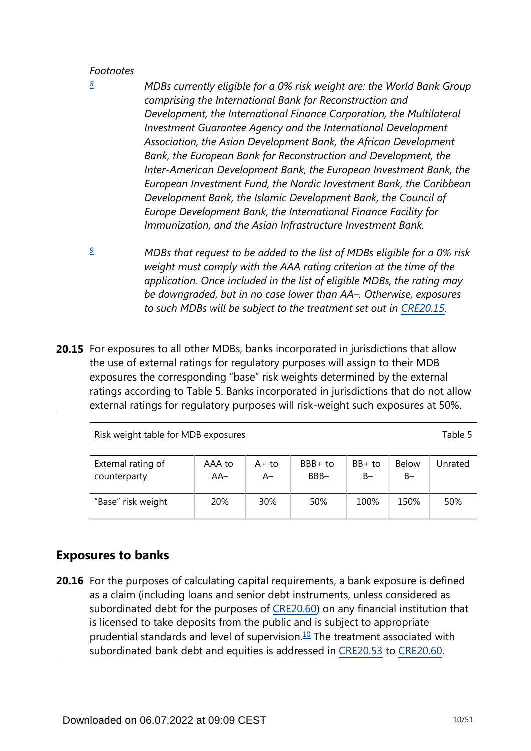*Footnotes*

[8] *MDBs currently eligible for a 0% risk weight are: the World Bank Group comprising the International Bank for Reconstruction and Development, the International Finance Corporation, the Multilateral Investment Guarantee Agency and the International Development Association, the Asian Development Bank, the African Development Bank, the European Bank for Reconstruction and Development, the Inter-American Development Bank, the European Investment Bank, the European Investment Fund, the Nordic Investment Bank, the Caribbean Development Bank, the Islamic Development Bank, the Council of Europe Development Bank, the International Finance Facility for Immunization, and the Asian Infrastructure Investment Bank.*

[9] *MDBs that request to be added to the list of MDBs eligible for a 0% risk weight must comply with the AAA rating criterion at the time of the application. Once included in the list of eligible MDBs, the rating may be downgraded, but in no case lower than AA–. Otherwise, exposures to such MDBs will be subject to the treatment set out in CRE20.15.*

**20.15** For exposures to all other MDBs, banks incorporated in jurisdictions that allow the use of external ratings for regulatory purposes will assign to their MDB exposures the corresponding "base" risk weights determined by the external ratings according to Table 5. Banks incorporated in jurisdictions that do not allow external ratings for regulatory purposes will risk-weight such exposures at 50%.

Risk weight table for MDB exposures — Table 5

| External rating of counterparty | AAA to AA– | A+ to A– | BBB+ to BBB– | BB+ to B– | Below B– | Unrated |
|---|---|---|---|---|---|---|
| "Base" risk weight | 20% | 30% | 50% | 100% | 150% | 50% |

## Exposures to banks

**20.16** For the purposes of calculating capital requirements, a bank exposure is defined as a claim (including loans and senior debt instruments, unless considered as subordinated debt for the purposes of CRE20.60) on any financial institution that is licensed to take deposits from the public and is subject to appropriate prudential standards and level of supervision.[10] The treatment associated with subordinated bank debt and equities is addressed in CRE20.53 to CRE20.60.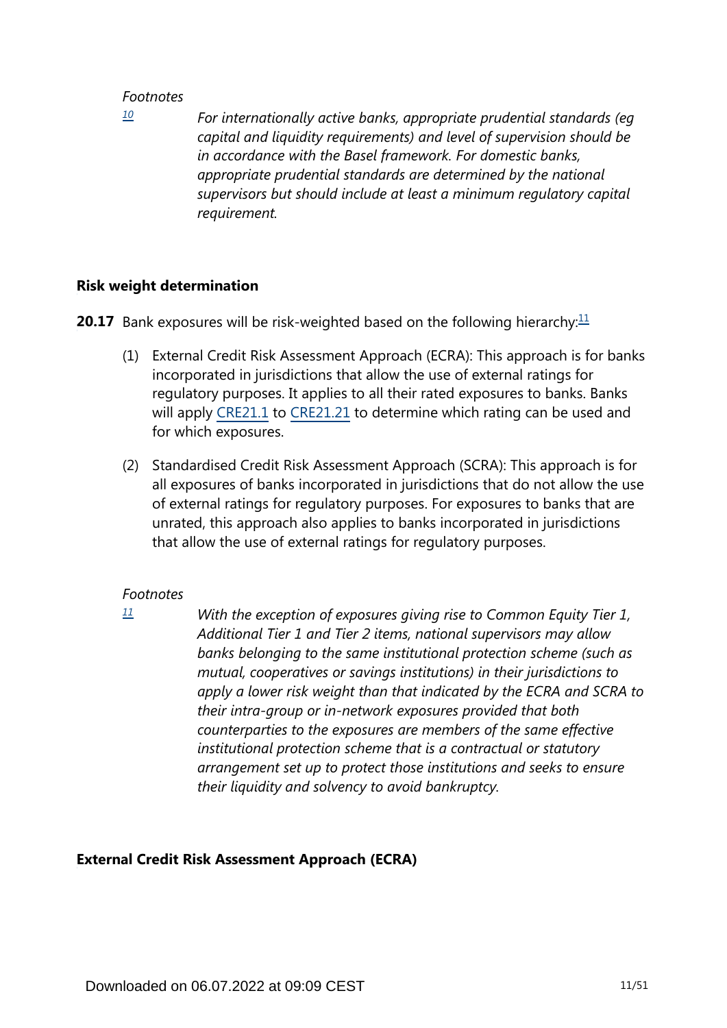*Footnotes*

[10] *For internationally active banks, appropriate prudential standards (eg capital and liquidity requirements) and level of supervision should be in accordance with the Basel framework. For domestic banks, appropriate prudential standards are determined by the national supervisors but should include at least a minimum regulatory capital requirement.*

### Risk weight determination

**20.17** Bank exposures will be risk-weighted based on the following hierarchy:[11]

(1) External Credit Risk Assessment Approach (ECRA): This approach is for banks incorporated in jurisdictions that allow the use of external ratings for regulatory purposes. It applies to all their rated exposures to banks. Banks will apply CRE21.1 to CRE21.21 to determine which rating can be used and for which exposures.

(2) Standardised Credit Risk Assessment Approach (SCRA): This approach is for all exposures of banks incorporated in jurisdictions that do not allow the use of external ratings for regulatory purposes. For exposures to banks that are unrated, this approach also applies to banks incorporated in jurisdictions that allow the use of external ratings for regulatory purposes.

*Footnotes*

[11] *With the exception of exposures giving rise to Common Equity Tier 1, Additional Tier 1 and Tier 2 items, national supervisors may allow banks belonging to the same institutional protection scheme (such as mutual, cooperatives or savings institutions) in their jurisdictions to apply a lower risk weight than that indicated by the ECRA and SCRA to their intra-group or in-network exposures provided that both counterparties to the exposures are members of the same effective institutional protection scheme that is a contractual or statutory arrangement set up to protect those institutions and seeks to ensure their liquidity and solvency to avoid bankruptcy.*

### External Credit Risk Assessment Approach (ECRA)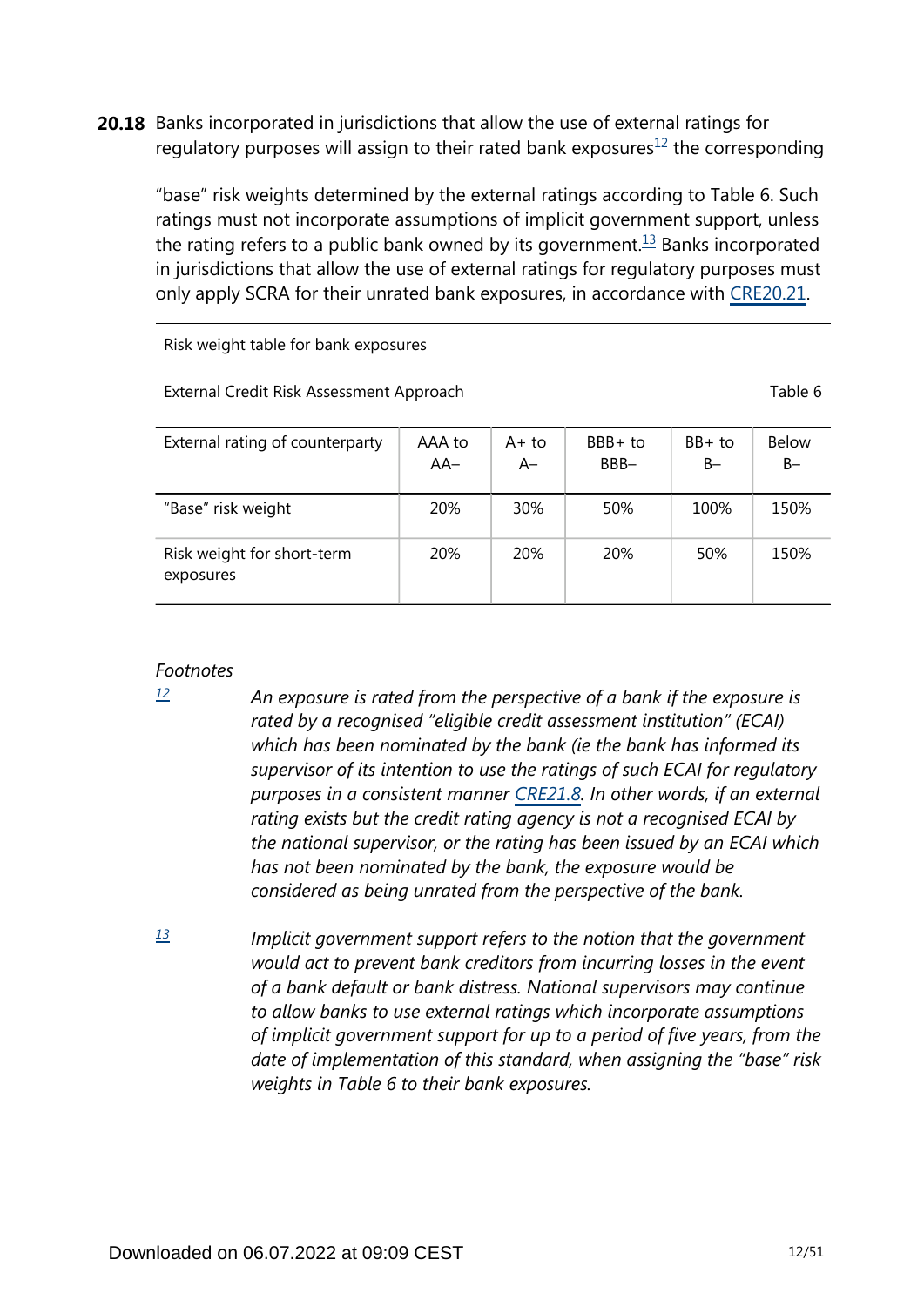**20.18** Banks incorporated in jurisdictions that allow the use of external ratings for regulatory purposes will assign to their rated bank exposures[12] the corresponding "base" risk weights determined by the external ratings according to Table 6. Such ratings must not incorporate assumptions of implicit government support, unless the rating refers to a public bank owned by its government.[13] Banks incorporated in jurisdictions that allow the use of external ratings for regulatory purposes must only apply SCRA for their unrated bank exposures, in accordance with CRE20.21.

Risk weight table for bank exposures

External Credit Risk Assessment Approach — Table 6

| External rating of counterparty | AAA to AA– | A+ to A– | BBB+ to BBB– | BB+ to B– | Below B– |
|---|---|---|---|---|---|
| "Base" risk weight | 20% | 30% | 50% | 100% | 150% |
| Risk weight for short-term exposures | 20% | 20% | 20% | 50% | 150% |

*Footnotes*

[12] *An exposure is rated from the perspective of a bank if the exposure is rated by a recognised "eligible credit assessment institution" (ECAI) which has been nominated by the bank (ie the bank has informed its supervisor of its intention to use the ratings of such ECAI for regulatory purposes in a consistent manner CRE21.8. In other words, if an external rating exists but the credit rating agency is not a recognised ECAI by the national supervisor, or the rating has been issued by an ECAI which has not been nominated by the bank, the exposure would be considered as being unrated from the perspective of the bank.*

[13] *Implicit government support refers to the notion that the government would act to prevent bank creditors from incurring losses in the event of a bank default or bank distress. National supervisors may continue to allow banks to use external ratings which incorporate assumptions of implicit government support for up to a period of five years, from the date of implementation of this standard, when assigning the "base" risk weights in Table 6 to their bank exposures.*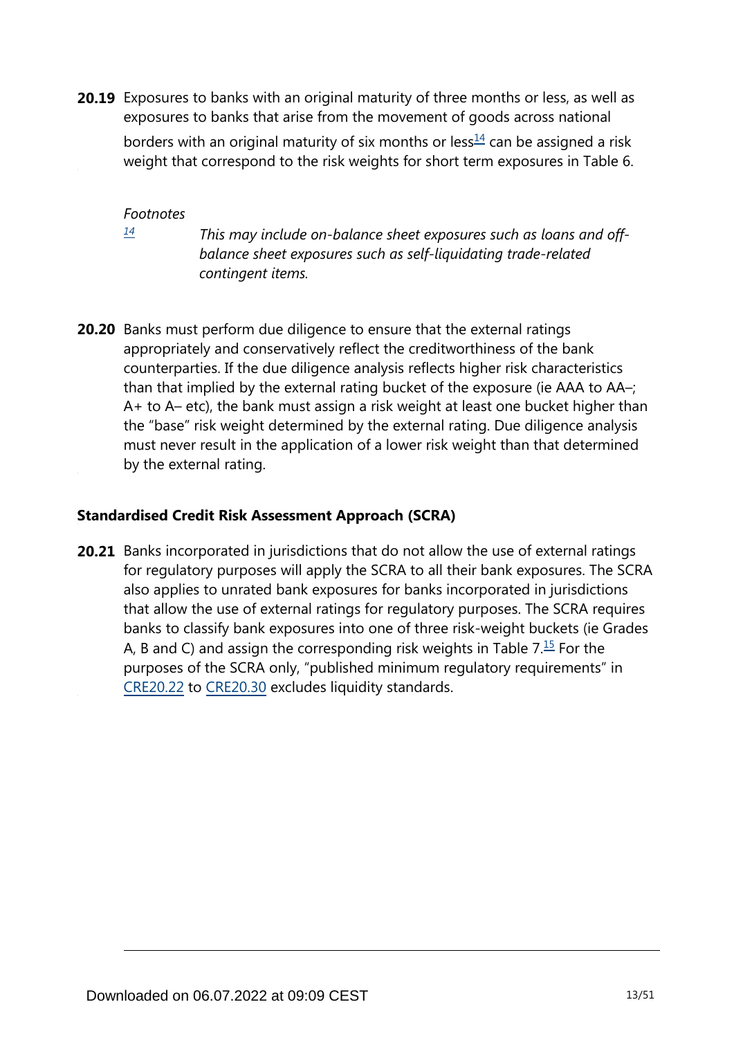**20.19** Exposures to banks with an original maturity of three months or less, as well as exposures to banks that arise from the movement of goods across national borders with an original maturity of six months or less[14] can be assigned a risk weight that correspond to the risk weights for short term exposures in Table 6.

*Footnotes*

[14] *This may include on-balance sheet exposures such as loans and off-balance sheet exposures such as self-liquidating trade-related contingent items.*

**20.20** Banks must perform due diligence to ensure that the external ratings appropriately and conservatively reflect the creditworthiness of the bank counterparties. If the due diligence analysis reflects higher risk characteristics than that implied by the external rating bucket of the exposure (ie AAA to AA–; A+ to A– etc), the bank must assign a risk weight at least one bucket higher than the "base" risk weight determined by the external rating. Due diligence analysis must never result in the application of a lower risk weight than that determined by the external rating.

### Standardised Credit Risk Assessment Approach (SCRA)

**20.21** Banks incorporated in jurisdictions that do not allow the use of external ratings for regulatory purposes will apply the SCRA to all their bank exposures. The SCRA also applies to unrated bank exposures for banks incorporated in jurisdictions that allow the use of external ratings for regulatory purposes. The SCRA requires banks to classify bank exposures into one of three risk-weight buckets (ie Grades A, B and C) and assign the corresponding risk weights in Table 7.[15] For the purposes of the SCRA only, "published minimum regulatory requirements" in CRE20.22 to CRE20.30 excludes liquidity standards.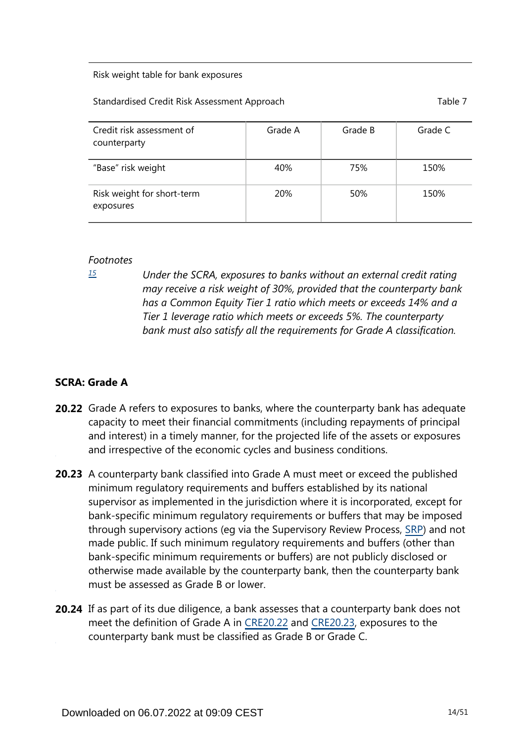Risk weight table for bank exposures

Standardised Credit Risk Assessment Approach Table 7

| Credit risk assessment of counterparty | Grade A | Grade B | Grade C |
| --- | --- | --- | --- |
| "Base" risk weight | 40% | 75% | 150% |
| Risk weight for short-term exposures | 20% | 50% | 150% |

*Footnotes*

[15] *Under the SCRA, exposures to banks without an external credit rating may receive a risk weight of 30%, provided that the counterparty bank has a Common Equity Tier 1 ratio which meets or exceeds 14% and a Tier 1 leverage ratio which meets or exceeds 5%. The counterparty bank must also satisfy all the requirements for Grade A classification.*

## SCRA: Grade A

**20.22** Grade A refers to exposures to banks, where the counterparty bank has adequate capacity to meet their financial commitments (including repayments of principal and interest) in a timely manner, for the projected life of the assets or exposures and irrespective of the economic cycles and business conditions.

**20.23** A counterparty bank classified into Grade A must meet or exceed the published minimum regulatory requirements and buffers established by its national supervisor as implemented in the jurisdiction where it is incorporated, except for bank-specific minimum regulatory requirements or buffers that may be imposed through supervisory actions (eg via the Supervisory Review Process, SRP) and not made public. If such minimum regulatory requirements and buffers (other than bank-specific minimum requirements or buffers) are not publicly disclosed or otherwise made available by the counterparty bank, then the counterparty bank must be assessed as Grade B or lower.

**20.24** If as part of its due diligence, a bank assesses that a counterparty bank does not meet the definition of Grade A in CRE20.22 and CRE20.23, exposures to the counterparty bank must be classified as Grade B or Grade C.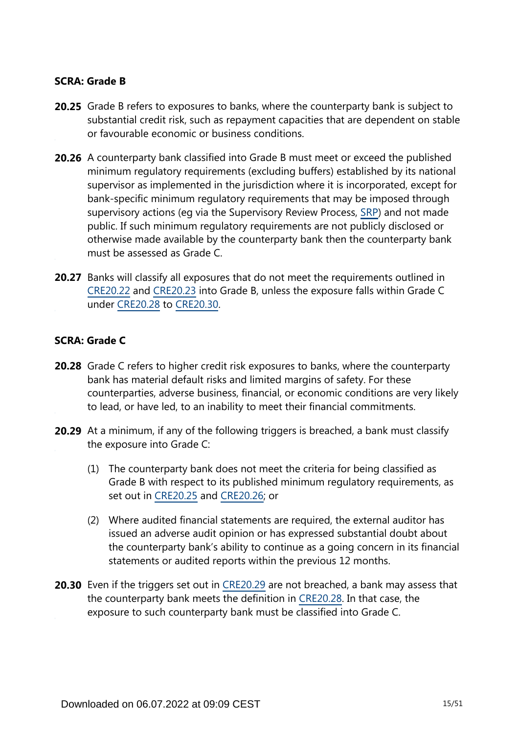### SCRA: Grade B

**20.25** Grade B refers to exposures to banks, where the counterparty bank is subject to substantial credit risk, such as repayment capacities that are dependent on stable or favourable economic or business conditions.

**20.26** A counterparty bank classified into Grade B must meet or exceed the published minimum regulatory requirements (excluding buffers) established by its national supervisor as implemented in the jurisdiction where it is incorporated, except for bank-specific minimum regulatory requirements that may be imposed through supervisory actions (eg via the Supervisory Review Process, SRP) and not made public. If such minimum regulatory requirements are not publicly disclosed or otherwise made available by the counterparty bank then the counterparty bank must be assessed as Grade C.

**20.27** Banks will classify all exposures that do not meet the requirements outlined in CRE20.22 and CRE20.23 into Grade B, unless the exposure falls within Grade C under CRE20.28 to CRE20.30.

### SCRA: Grade C

**20.28** Grade C refers to higher credit risk exposures to banks, where the counterparty bank has material default risks and limited margins of safety. For these counterparties, adverse business, financial, or economic conditions are very likely to lead, or have led, to an inability to meet their financial commitments.

**20.29** At a minimum, if any of the following triggers is breached, a bank must classify the exposure into Grade C:

(1) The counterparty bank does not meet the criteria for being classified as Grade B with respect to its published minimum regulatory requirements, as set out in CRE20.25 and CRE20.26; or

(2) Where audited financial statements are required, the external auditor has issued an adverse audit opinion or has expressed substantial doubt about the counterparty bank's ability to continue as a going concern in its financial statements or audited reports within the previous 12 months.

**20.30** Even if the triggers set out in CRE20.29 are not breached, a bank may assess that the counterparty bank meets the definition in CRE20.28. In that case, the exposure to such counterparty bank must be classified into Grade C.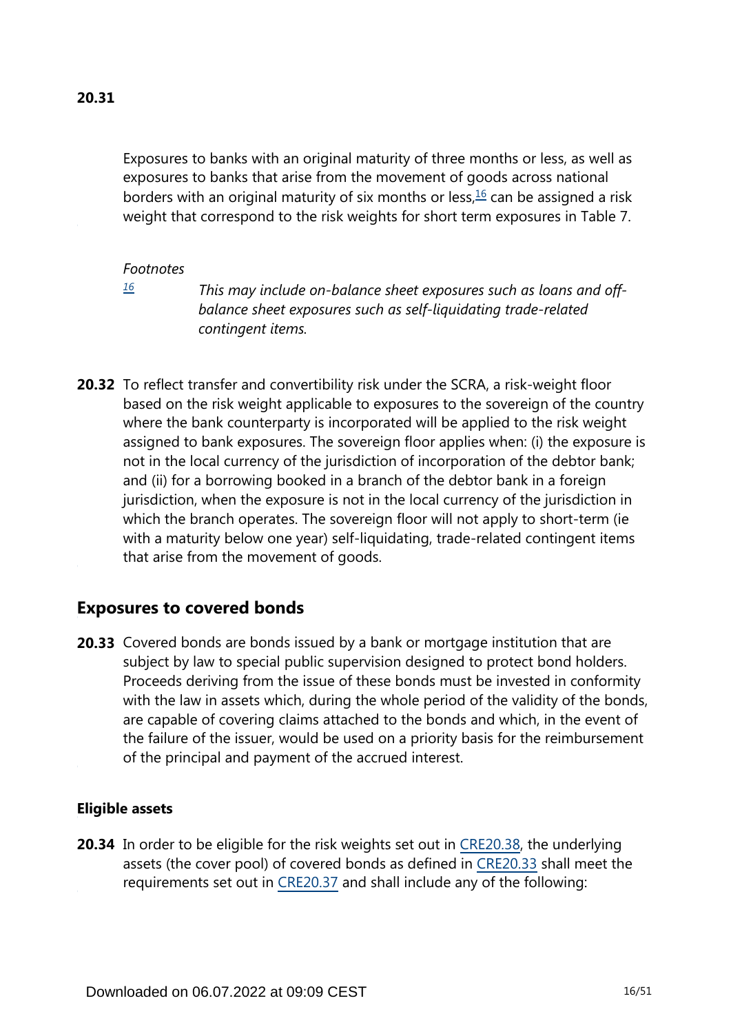**20.31**

Exposures to banks with an original maturity of three months or less, as well as exposures to banks that arise from the movement of goods across national borders with an original maturity of six months or less,[16] can be assigned a risk weight that correspond to the risk weights for short term exposures in Table 7.

*Footnotes*

[16] *This may include on-balance sheet exposures such as loans and off-balance sheet exposures such as self-liquidating trade-related contingent items.*

**20.32** To reflect transfer and convertibility risk under the SCRA, a risk-weight floor based on the risk weight applicable to exposures to the sovereign of the country where the bank counterparty is incorporated will be applied to the risk weight assigned to bank exposures. The sovereign floor applies when: (i) the exposure is not in the local currency of the jurisdiction of incorporation of the debtor bank; and (ii) for a borrowing booked in a branch of the debtor bank in a foreign jurisdiction, when the exposure is not in the local currency of the jurisdiction in which the branch operates. The sovereign floor will not apply to short-term (ie with a maturity below one year) self-liquidating, trade-related contingent items that arise from the movement of goods.

## Exposures to covered bonds

**20.33** Covered bonds are bonds issued by a bank or mortgage institution that are subject by law to special public supervision designed to protect bond holders. Proceeds deriving from the issue of these bonds must be invested in conformity with the law in assets which, during the whole period of the validity of the bonds, are capable of covering claims attached to the bonds and which, in the event of the failure of the issuer, would be used on a priority basis for the reimbursement of the principal and payment of the accrued interest.

### Eligible assets

**20.34** In order to be eligible for the risk weights set out in CRE20.38, the underlying assets (the cover pool) of covered bonds as defined in CRE20.33 shall meet the requirements set out in CRE20.37 and shall include any of the following: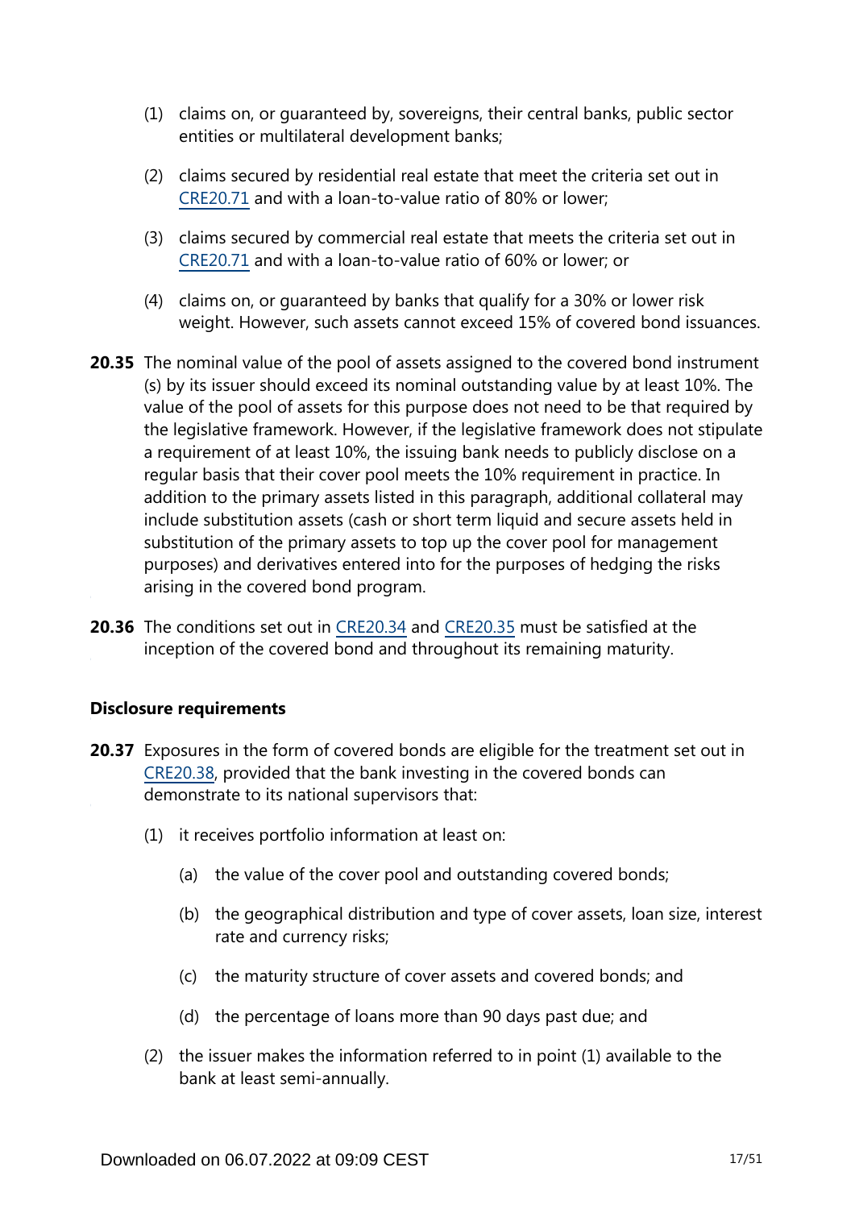(1) claims on, or guaranteed by, sovereigns, their central banks, public sector entities or multilateral development banks;

(2) claims secured by residential real estate that meet the criteria set out in CRE20.71 and with a loan-to-value ratio of 80% or lower;

(3) claims secured by commercial real estate that meets the criteria set out in CRE20.71 and with a loan-to-value ratio of 60% or lower; or

(4) claims on, or guaranteed by banks that qualify for a 30% or lower risk weight. However, such assets cannot exceed 15% of covered bond issuances.

**20.35** The nominal value of the pool of assets assigned to the covered bond instrument (s) by its issuer should exceed its nominal outstanding value by at least 10%. The value of the pool of assets for this purpose does not need to be that required by the legislative framework. However, if the legislative framework does not stipulate a requirement of at least 10%, the issuing bank needs to publicly disclose on a regular basis that their cover pool meets the 10% requirement in practice. In addition to the primary assets listed in this paragraph, additional collateral may include substitution assets (cash or short term liquid and secure assets held in substitution of the primary assets to top up the cover pool for management purposes) and derivatives entered into for the purposes of hedging the risks arising in the covered bond program.

**20.36** The conditions set out in CRE20.34 and CRE20.35 must be satisfied at the inception of the covered bond and throughout its remaining maturity.

**Disclosure requirements**

**20.37** Exposures in the form of covered bonds are eligible for the treatment set out in CRE20.38, provided that the bank investing in the covered bonds can demonstrate to its national supervisors that:

(1) it receives portfolio information at least on:

(a) the value of the cover pool and outstanding covered bonds;

(b) the geographical distribution and type of cover assets, loan size, interest rate and currency risks;

(c) the maturity structure of cover assets and covered bonds; and

(d) the percentage of loans more than 90 days past due; and

(2) the issuer makes the information referred to in point (1) available to the bank at least semi-annually.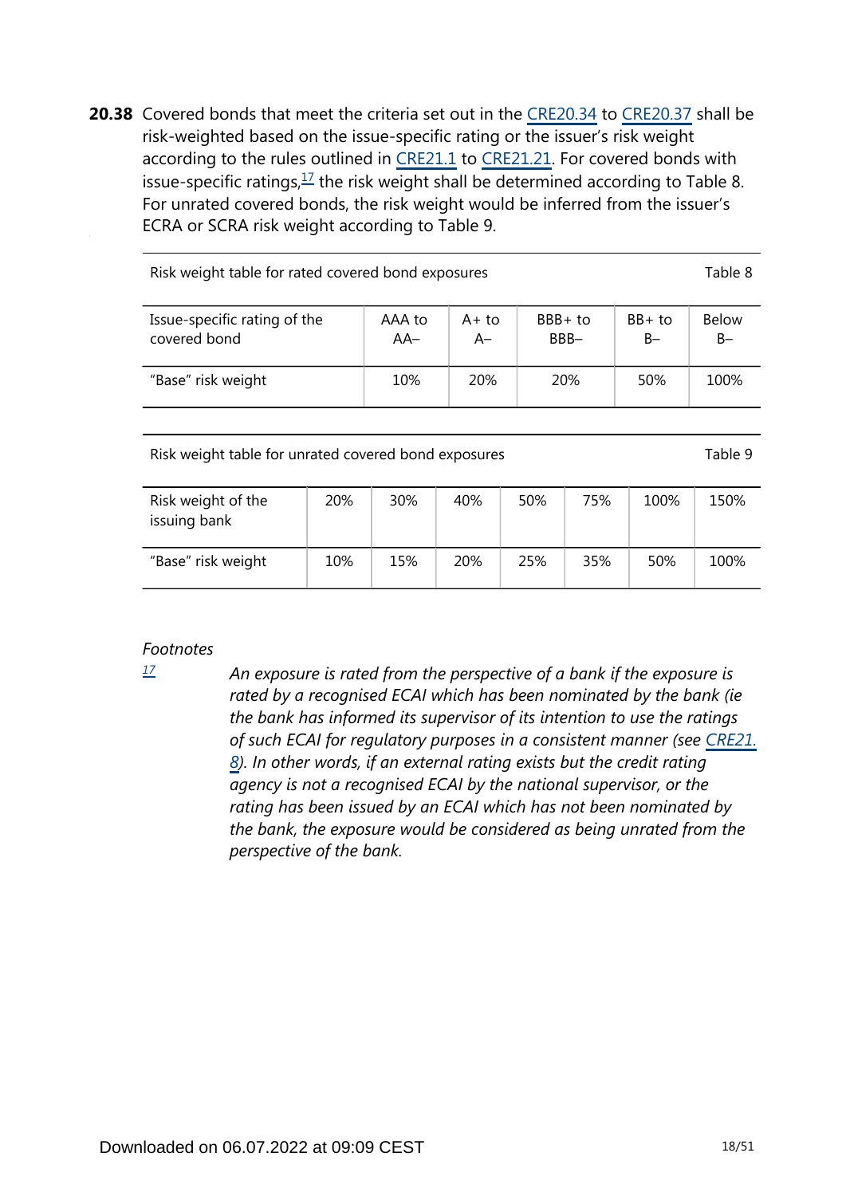**20.38** Covered bonds that meet the criteria set out in the CRE20.34 to CRE20.37 shall be risk-weighted based on the issue-specific rating or the issuer's risk weight according to the rules outlined in CRE21.1 to CRE21.21. For covered bonds with issue-specific ratings,[17] the risk weight shall be determined according to Table 8. For unrated covered bonds, the risk weight would be inferred from the issuer's ECRA or SCRA risk weight according to Table 9.

Risk weight table for rated covered bond exposures — Table 8

| Issue-specific rating of the covered bond | AAA to AA– | A+ to A– | BBB+ to BBB– | BB+ to B– | Below B– |
|---|---|---|---|---|---|
| "Base" risk weight | 10% | 20% | 20% | 50% | 100% |

Risk weight table for unrated covered bond exposures — Table 9

| Risk weight of the issuing bank | 20% | 30% | 40% | 50% | 75% | 100% | 150% |
|---|---|---|---|---|---|---|---|
| "Base" risk weight | 10% | 15% | 20% | 25% | 35% | 50% | 100% |

*Footnotes*

[17] *An exposure is rated from the perspective of a bank if the exposure is rated by a recognised ECAI which has been nominated by the bank (ie the bank has informed its supervisor of its intention to use the ratings of such ECAI for regulatory purposes in a consistent manner (see CRE21.8). In other words, if an external rating exists but the credit rating agency is not a recognised ECAI by the national supervisor, or the rating has been issued by an ECAI which has not been nominated by the bank, the exposure would be considered as being unrated from the perspective of the bank.*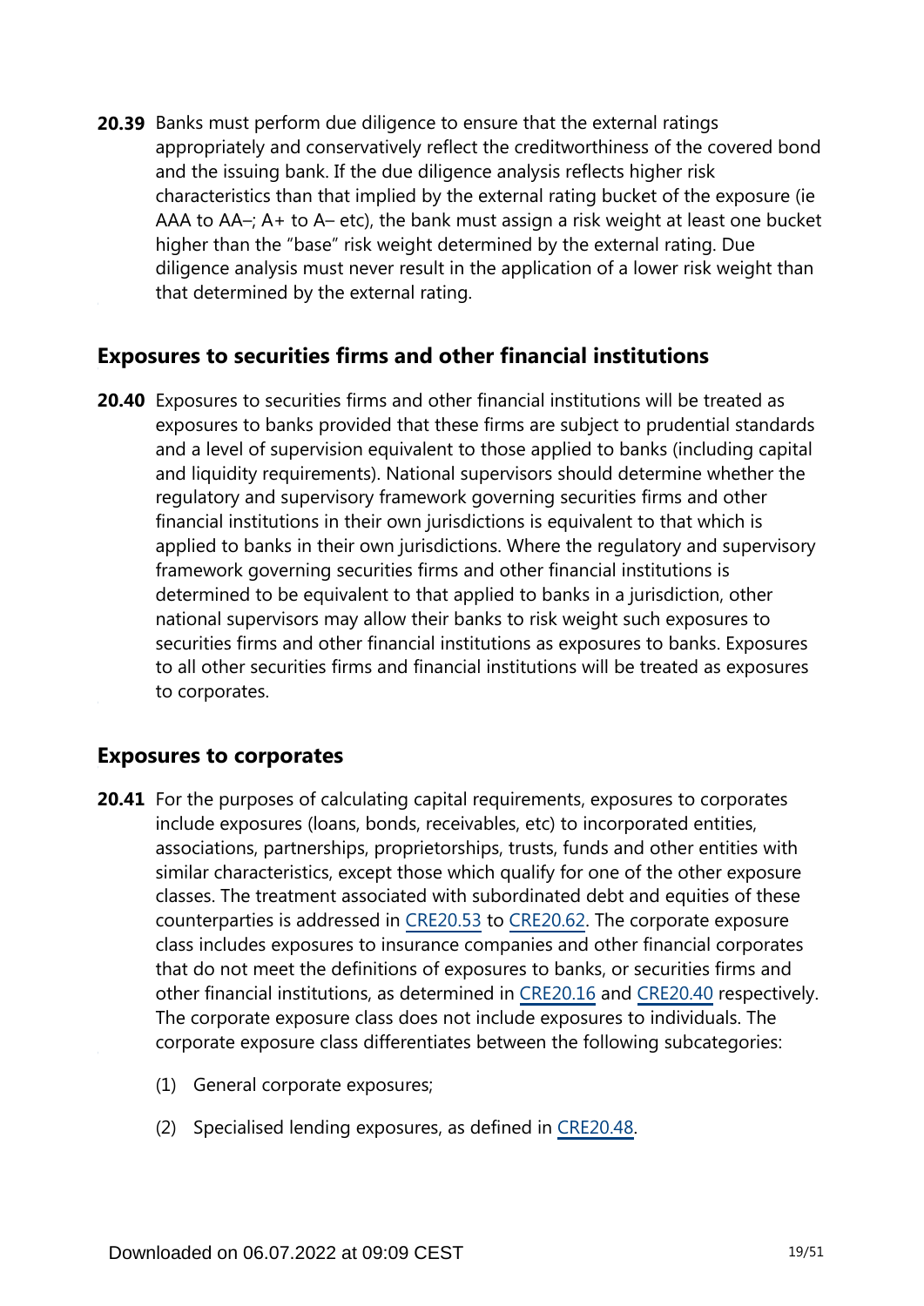**20.39** Banks must perform due diligence to ensure that the external ratings appropriately and conservatively reflect the creditworthiness of the covered bond and the issuing bank. If the due diligence analysis reflects higher risk characteristics than that implied by the external rating bucket of the exposure (ie AAA to AA–; A+ to A– etc), the bank must assign a risk weight at least one bucket higher than the "base" risk weight determined by the external rating. Due diligence analysis must never result in the application of a lower risk weight than that determined by the external rating.

## Exposures to securities firms and other financial institutions

**20.40** Exposures to securities firms and other financial institutions will be treated as exposures to banks provided that these firms are subject to prudential standards and a level of supervision equivalent to those applied to banks (including capital and liquidity requirements). National supervisors should determine whether the regulatory and supervisory framework governing securities firms and other financial institutions in their own jurisdictions is equivalent to that which is applied to banks in their own jurisdictions. Where the regulatory and supervisory framework governing securities firms and other financial institutions is determined to be equivalent to that applied to banks in a jurisdiction, other national supervisors may allow their banks to risk weight such exposures to securities firms and other financial institutions as exposures to banks. Exposures to all other securities firms and financial institutions will be treated as exposures to corporates.

## Exposures to corporates

**20.41** For the purposes of calculating capital requirements, exposures to corporates include exposures (loans, bonds, receivables, etc) to incorporated entities, associations, partnerships, proprietorships, trusts, funds and other entities with similar characteristics, except those which qualify for one of the other exposure classes. The treatment associated with subordinated debt and equities of these counterparties is addressed in CRE20.53 to CRE20.62. The corporate exposure class includes exposures to insurance companies and other financial corporates that do not meet the definitions of exposures to banks, or securities firms and other financial institutions, as determined in CRE20.16 and CRE20.40 respectively. The corporate exposure class does not include exposures to individuals. The corporate exposure class differentiates between the following subcategories:

(1) General corporate exposures;

(2) Specialised lending exposures, as defined in CRE20.48.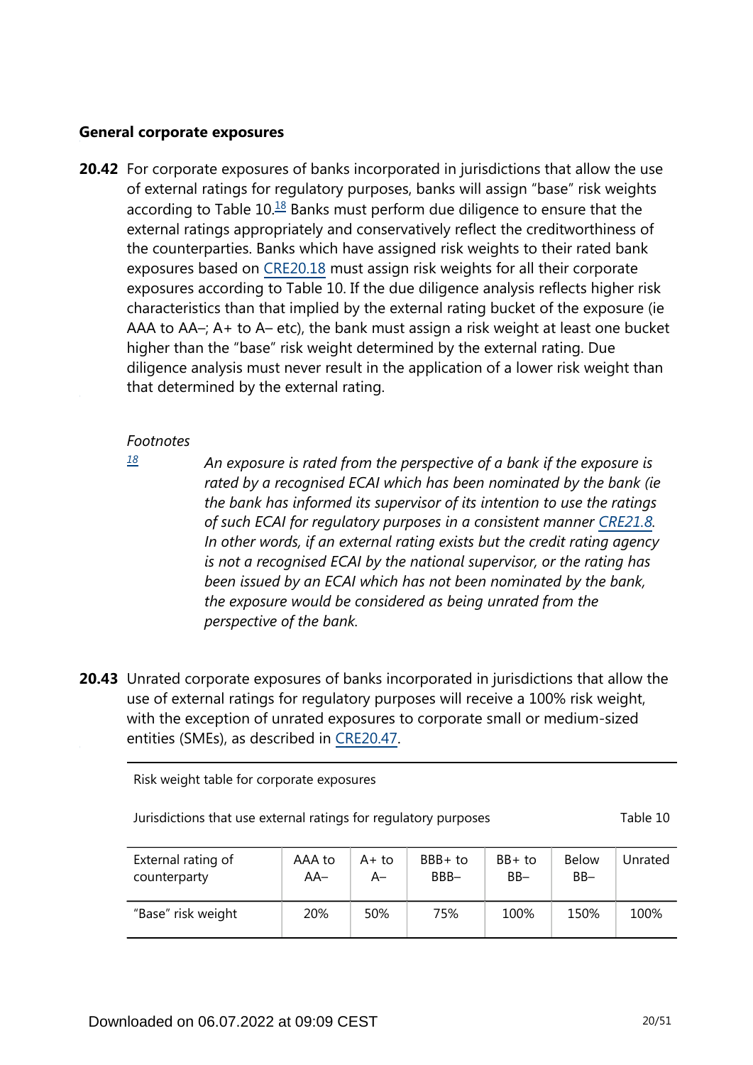### General corporate exposures

**20.42** For corporate exposures of banks incorporated in jurisdictions that allow the use of external ratings for regulatory purposes, banks will assign "base" risk weights according to Table 10.[18] Banks must perform due diligence to ensure that the external ratings appropriately and conservatively reflect the creditworthiness of the counterparties. Banks which have assigned risk weights to their rated bank exposures based on CRE20.18 must assign risk weights for all their corporate exposures according to Table 10. If the due diligence analysis reflects higher risk characteristics than that implied by the external rating bucket of the exposure (ie AAA to AA–; A+ to A– etc), the bank must assign a risk weight at least one bucket higher than the "base" risk weight determined by the external rating. Due diligence analysis must never result in the application of a lower risk weight than that determined by the external rating.

*Footnotes*

[18] *An exposure is rated from the perspective of a bank if the exposure is rated by a recognised ECAI which has been nominated by the bank (ie the bank has informed its supervisor of its intention to use the ratings of such ECAI for regulatory purposes in a consistent manner CRE21.8. In other words, if an external rating exists but the credit rating agency is not a recognised ECAI by the national supervisor, or the rating has been issued by an ECAI which has not been nominated by the bank, the exposure would be considered as being unrated from the perspective of the bank.*

**20.43** Unrated corporate exposures of banks incorporated in jurisdictions that allow the use of external ratings for regulatory purposes will receive a 100% risk weight, with the exception of unrated exposures to corporate small or medium-sized entities (SMEs), as described in CRE20.47.

Risk weight table for corporate exposures

Jurisdictions that use external ratings for regulatory purposes — Table 10

| External rating of counterparty | AAA to AA– | A+ to A– | BBB+ to BBB– | BB+ to BB– | Below BB– | Unrated |
|---|---|---|---|---|---|---|
| "Base" risk weight | 20% | 50% | 75% | 100% | 150% | 100% |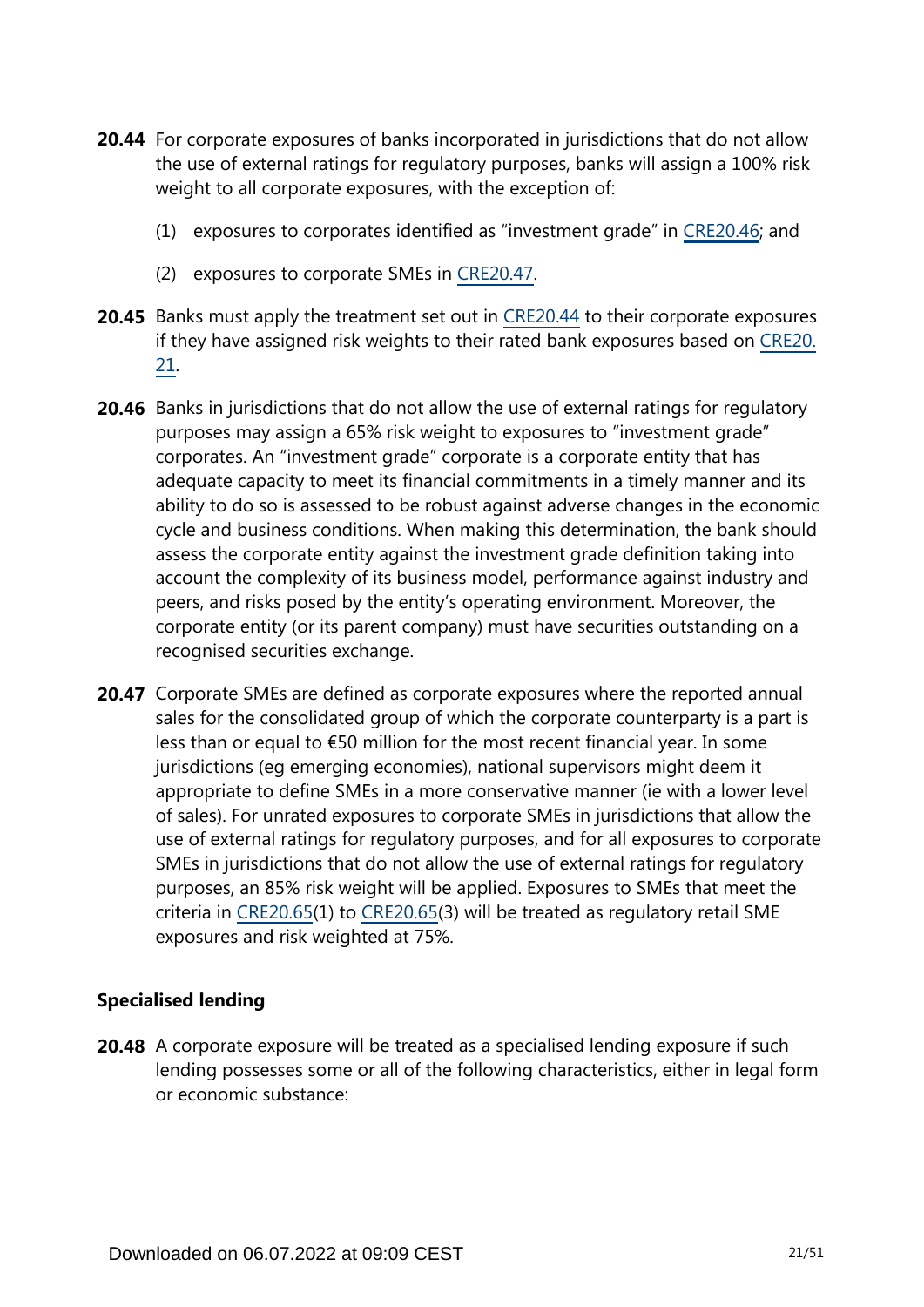**20.44** For corporate exposures of banks incorporated in jurisdictions that do not allow the use of external ratings for regulatory purposes, banks will assign a 100% risk weight to all corporate exposures, with the exception of:

(1) exposures to corporates identified as "investment grade" in CRE20.46; and

(2) exposures to corporate SMEs in CRE20.47.

**20.45** Banks must apply the treatment set out in CRE20.44 to their corporate exposures if they have assigned risk weights to their rated bank exposures based on CRE20.21.

**20.46** Banks in jurisdictions that do not allow the use of external ratings for regulatory purposes may assign a 65% risk weight to exposures to "investment grade" corporates. An "investment grade" corporate is a corporate entity that has adequate capacity to meet its financial commitments in a timely manner and its ability to do so is assessed to be robust against adverse changes in the economic cycle and business conditions. When making this determination, the bank should assess the corporate entity against the investment grade definition taking into account the complexity of its business model, performance against industry and peers, and risks posed by the entity's operating environment. Moreover, the corporate entity (or its parent company) must have securities outstanding on a recognised securities exchange.

**20.47** Corporate SMEs are defined as corporate exposures where the reported annual sales for the consolidated group of which the corporate counterparty is a part is less than or equal to €50 million for the most recent financial year. In some jurisdictions (eg emerging economies), national supervisors might deem it appropriate to define SMEs in a more conservative manner (ie with a lower level of sales). For unrated exposures to corporate SMEs in jurisdictions that allow the use of external ratings for regulatory purposes, and for all exposures to corporate SMEs in jurisdictions that do not allow the use of external ratings for regulatory purposes, an 85% risk weight will be applied. Exposures to SMEs that meet the criteria in CRE20.65(1) to CRE20.65(3) will be treated as regulatory retail SME exposures and risk weighted at 75%.

### Specialised lending

**20.48** A corporate exposure will be treated as a specialised lending exposure if such lending possesses some or all of the following characteristics, either in legal form or economic substance: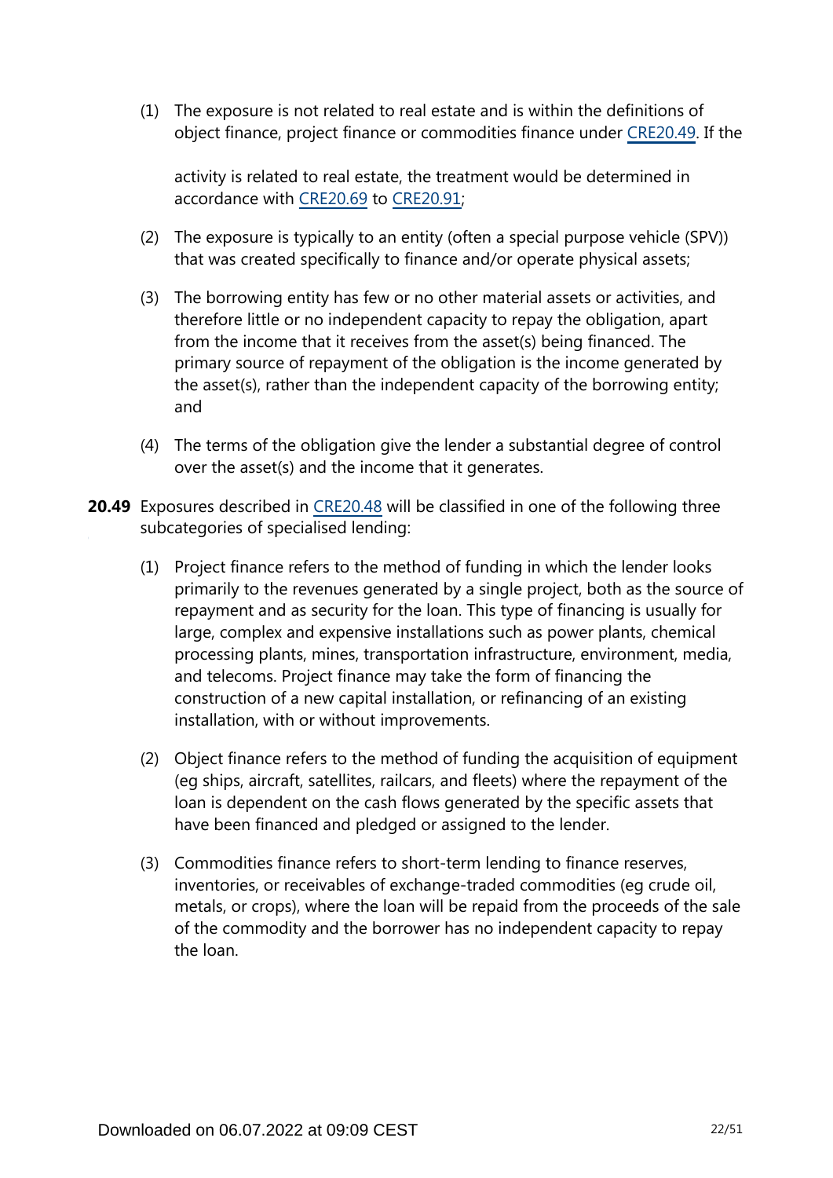(1) The exposure is not related to real estate and is within the definitions of object finance, project finance or commodities finance under CRE20.49. If the activity is related to real estate, the treatment would be determined in accordance with CRE20.69 to CRE20.91;

(2) The exposure is typically to an entity (often a special purpose vehicle (SPV)) that was created specifically to finance and/or operate physical assets;

(3) The borrowing entity has few or no other material assets or activities, and therefore little or no independent capacity to repay the obligation, apart from the income that it receives from the asset(s) being financed. The primary source of repayment of the obligation is the income generated by the asset(s), rather than the independent capacity of the borrowing entity; and

(4) The terms of the obligation give the lender a substantial degree of control over the asset(s) and the income that it generates.

**20.49** Exposures described in CRE20.48 will be classified in one of the following three subcategories of specialised lending:

(1) Project finance refers to the method of funding in which the lender looks primarily to the revenues generated by a single project, both as the source of repayment and as security for the loan. This type of financing is usually for large, complex and expensive installations such as power plants, chemical processing plants, mines, transportation infrastructure, environment, media, and telecoms. Project finance may take the form of financing the construction of a new capital installation, or refinancing of an existing installation, with or without improvements.

(2) Object finance refers to the method of funding the acquisition of equipment (eg ships, aircraft, satellites, railcars, and fleets) where the repayment of the loan is dependent on the cash flows generated by the specific assets that have been financed and pledged or assigned to the lender.

(3) Commodities finance refers to short-term lending to finance reserves, inventories, or receivables of exchange-traded commodities (eg crude oil, metals, or crops), where the loan will be repaid from the proceeds of the sale of the commodity and the borrower has no independent capacity to repay the loan.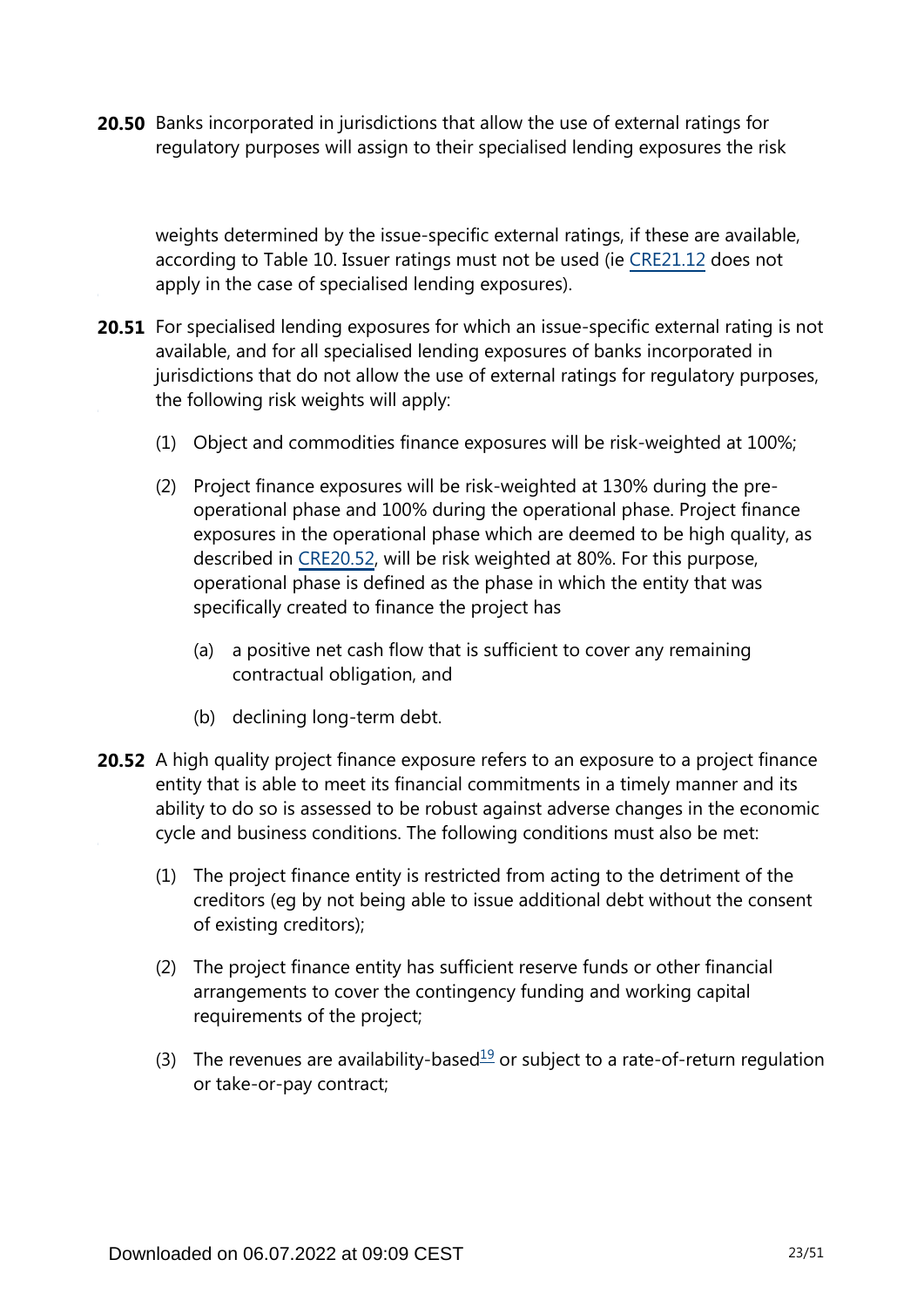**20.50** Banks incorporated in jurisdictions that allow the use of external ratings for regulatory purposes will assign to their specialised lending exposures the risk weights determined by the issue-specific external ratings, if these are available, according to Table 10. Issuer ratings must not be used (ie CRE21.12 does not apply in the case of specialised lending exposures).

**20.51** For specialised lending exposures for which an issue-specific external rating is not available, and for all specialised lending exposures of banks incorporated in jurisdictions that do not allow the use of external ratings for regulatory purposes, the following risk weights will apply:

(1) Object and commodities finance exposures will be risk-weighted at 100%;

(2) Project finance exposures will be risk-weighted at 130% during the pre-operational phase and 100% during the operational phase. Project finance exposures in the operational phase which are deemed to be high quality, as described in CRE20.52, will be risk weighted at 80%. For this purpose, operational phase is defined as the phase in which the entity that was specifically created to finance the project has

   (a) a positive net cash flow that is sufficient to cover any remaining contractual obligation, and

   (b) declining long-term debt.

**20.52** A high quality project finance exposure refers to an exposure to a project finance entity that is able to meet its financial commitments in a timely manner and its ability to do so is assessed to be robust against adverse changes in the economic cycle and business conditions. The following conditions must also be met:

(1) The project finance entity is restricted from acting to the detriment of the creditors (eg by not being able to issue additional debt without the consent of existing creditors);

(2) The project finance entity has sufficient reserve funds or other financial arrangements to cover the contingency funding and working capital requirements of the project;

(3) The revenues are availability-based[19] or subject to a rate-of-return regulation or take-or-pay contract;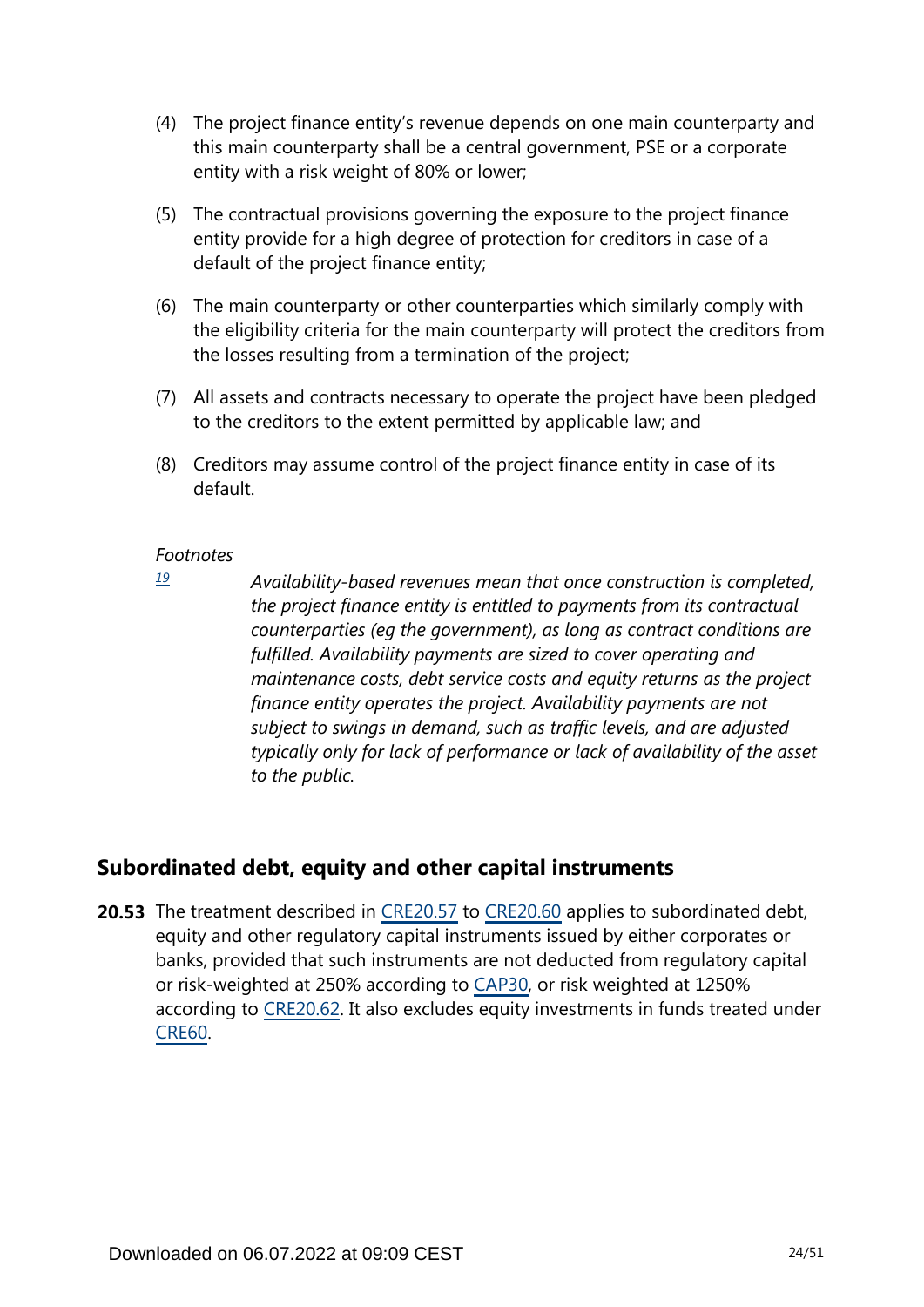(4) The project finance entity's revenue depends on one main counterparty and this main counterparty shall be a central government, PSE or a corporate entity with a risk weight of 80% or lower;

(5) The contractual provisions governing the exposure to the project finance entity provide for a high degree of protection for creditors in case of a default of the project finance entity;

(6) The main counterparty or other counterparties which similarly comply with the eligibility criteria for the main counterparty will protect the creditors from the losses resulting from a termination of the project;

(7) All assets and contracts necessary to operate the project have been pledged to the creditors to the extent permitted by applicable law; and

(8) Creditors may assume control of the project finance entity in case of its default.

*Footnotes*

[19] *Availability-based revenues mean that once construction is completed, the project finance entity is entitled to payments from its contractual counterparties (eg the government), as long as contract conditions are fulfilled. Availability payments are sized to cover operating and maintenance costs, debt service costs and equity returns as the project finance entity operates the project. Availability payments are not subject to swings in demand, such as traffic levels, and are adjusted typically only for lack of performance or lack of availability of the asset to the public.*

## Subordinated debt, equity and other capital instruments

**20.53** The treatment described in CRE20.57 to CRE20.60 applies to subordinated debt, equity and other regulatory capital instruments issued by either corporates or banks, provided that such instruments are not deducted from regulatory capital or risk-weighted at 250% according to CAP30, or risk weighted at 1250% according to CRE20.62. It also excludes equity investments in funds treated under CRE60.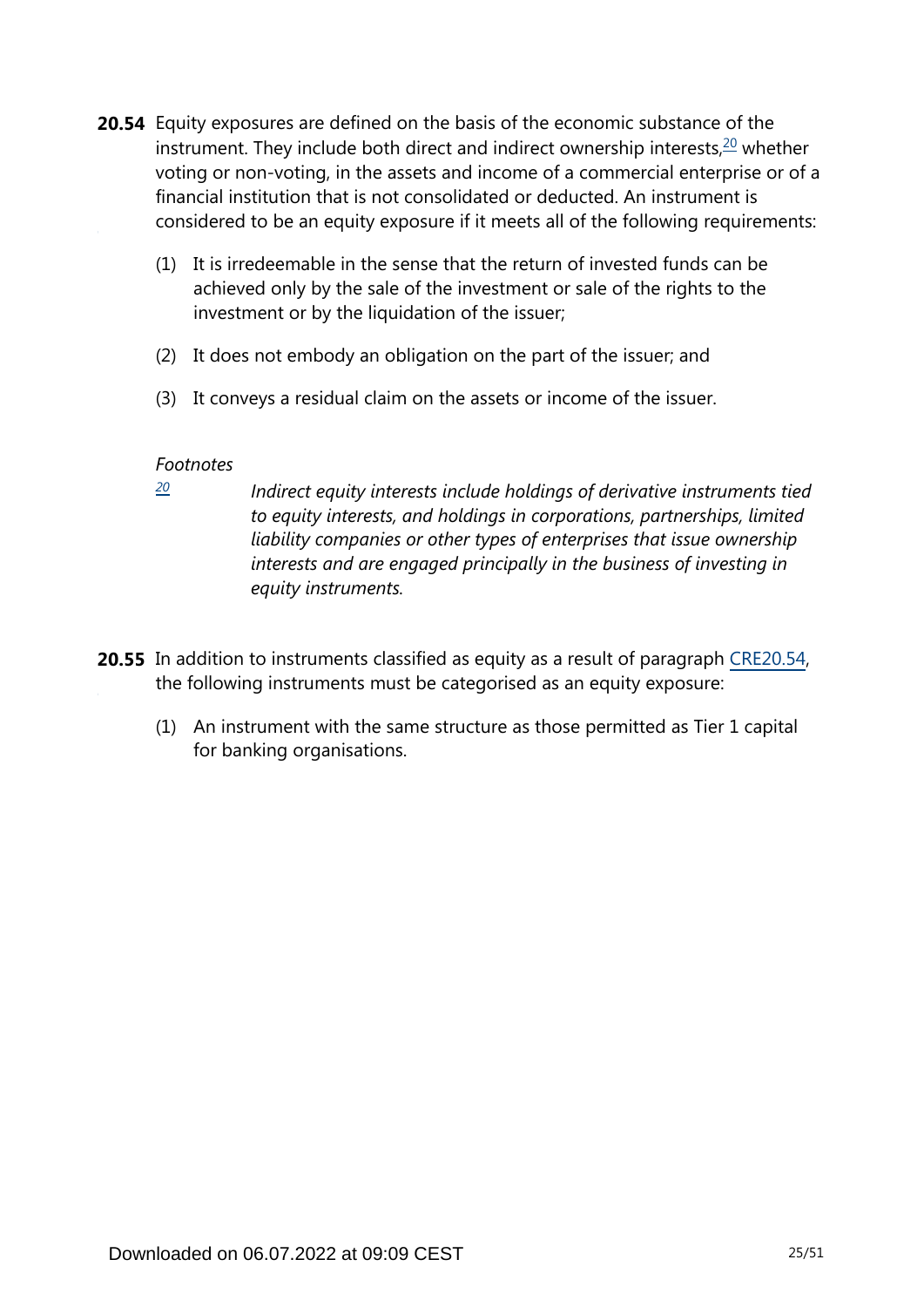**20.54** Equity exposures are defined on the basis of the economic substance of the instrument. They include both direct and indirect ownership interests,[20] whether voting or non-voting, in the assets and income of a commercial enterprise or of a financial institution that is not consolidated or deducted. An instrument is considered to be an equity exposure if it meets all of the following requirements:

(1) It is irredeemable in the sense that the return of invested funds can be achieved only by the sale of the investment or sale of the rights to the investment or by the liquidation of the issuer;

(2) It does not embody an obligation on the part of the issuer; and

(3) It conveys a residual claim on the assets or income of the issuer.

*Footnotes*

[20] *Indirect equity interests include holdings of derivative instruments tied to equity interests, and holdings in corporations, partnerships, limited liability companies or other types of enterprises that issue ownership interests and are engaged principally in the business of investing in equity instruments.*

**20.55** In addition to instruments classified as equity as a result of paragraph CRE20.54, the following instruments must be categorised as an equity exposure:

(1) An instrument with the same structure as those permitted as Tier 1 capital for banking organisations.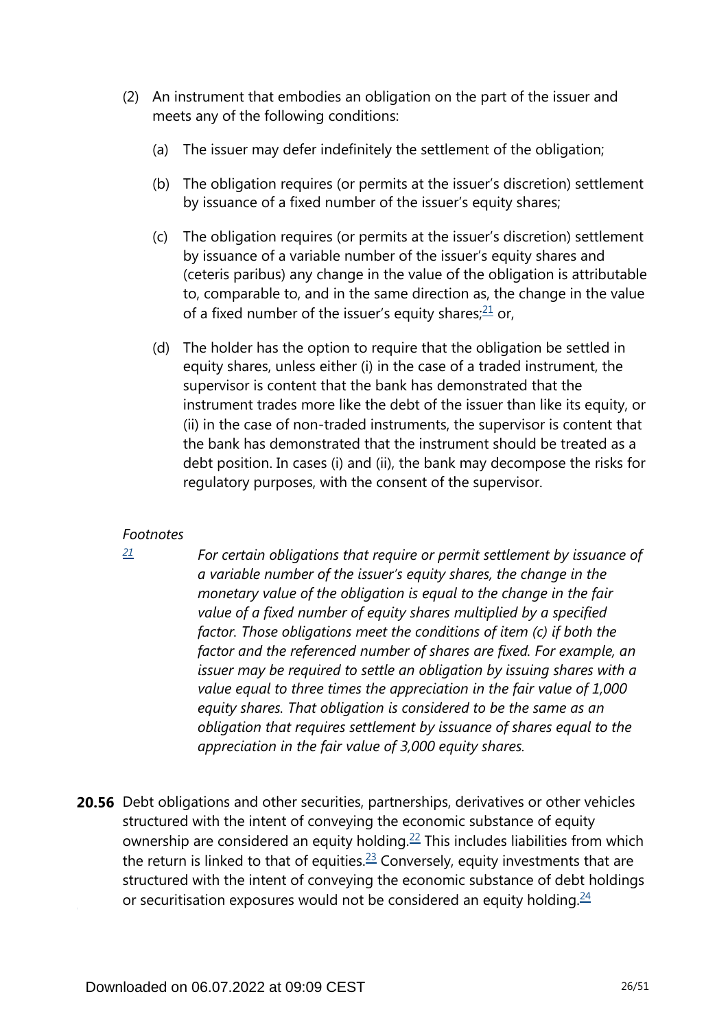(2) An instrument that embodies an obligation on the part of the issuer and meets any of the following conditions:

   (a) The issuer may defer indefinitely the settlement of the obligation;

   (b) The obligation requires (or permits at the issuer's discretion) settlement by issuance of a fixed number of the issuer's equity shares;

   (c) The obligation requires (or permits at the issuer's discretion) settlement by issuance of a variable number of the issuer's equity shares and (ceteris paribus) any change in the value of the obligation is attributable to, comparable to, and in the same direction as, the change in the value of a fixed number of the issuer's equity shares;[21] or,

   (d) The holder has the option to require that the obligation be settled in equity shares, unless either (i) in the case of a traded instrument, the supervisor is content that the bank has demonstrated that the instrument trades more like the debt of the issuer than like its equity, or (ii) in the case of non-traded instruments, the supervisor is content that the bank has demonstrated that the instrument should be treated as a debt position. In cases (i) and (ii), the bank may decompose the risks for regulatory purposes, with the consent of the supervisor.

*Footnotes*

[21] *For certain obligations that require or permit settlement by issuance of a variable number of the issuer's equity shares, the change in the monetary value of the obligation is equal to the change in the fair value of a fixed number of equity shares multiplied by a specified factor. Those obligations meet the conditions of item (c) if both the factor and the referenced number of shares are fixed. For example, an issuer may be required to settle an obligation by issuing shares with a value equal to three times the appreciation in the fair value of 1,000 equity shares. That obligation is considered to be the same as an obligation that requires settlement by issuance of shares equal to the appreciation in the fair value of 3,000 equity shares.*

**20.56** Debt obligations and other securities, partnerships, derivatives or other vehicles structured with the intent of conveying the economic substance of equity ownership are considered an equity holding.[22] This includes liabilities from which the return is linked to that of equities.[23] Conversely, equity investments that are structured with the intent of conveying the economic substance of debt holdings or securitisation exposures would not be considered an equity holding.[24]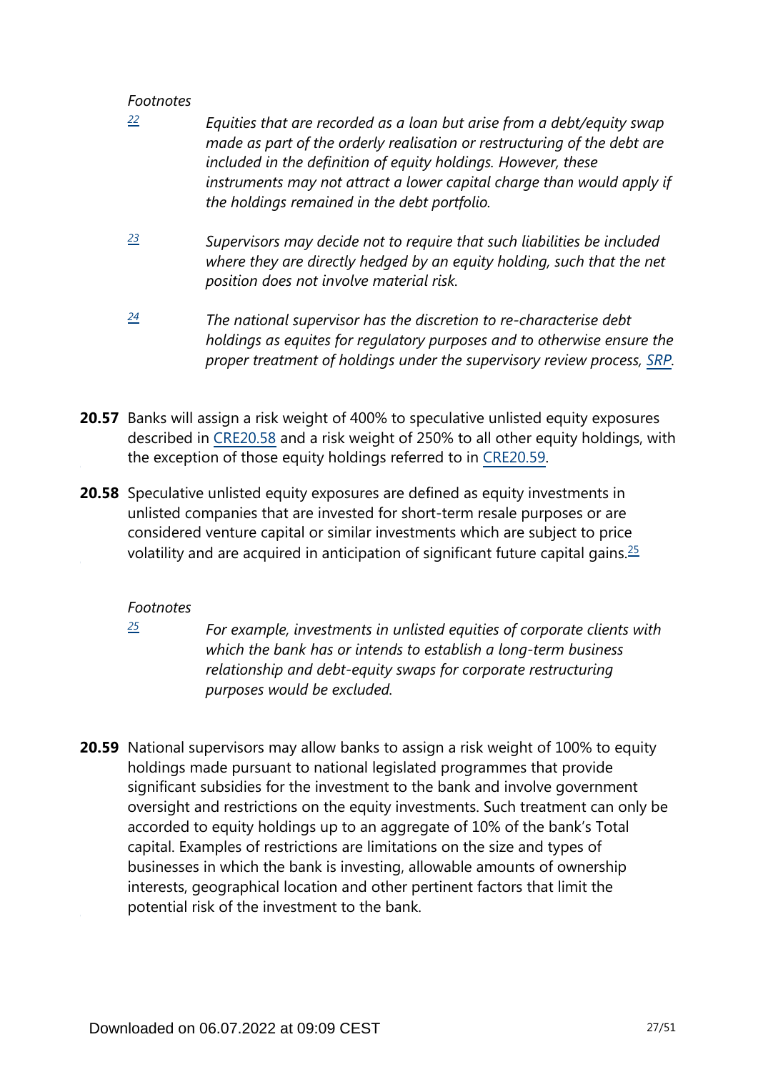*Footnotes*

[22] *Equities that are recorded as a loan but arise from a debt/equity swap made as part of the orderly realisation or restructuring of the debt are included in the definition of equity holdings. However, these instruments may not attract a lower capital charge than would apply if the holdings remained in the debt portfolio.*

[23] *Supervisors may decide not to require that such liabilities be included where they are directly hedged by an equity holding, such that the net position does not involve material risk.*

[24] *The national supervisor has the discretion to re-characterise debt holdings as equites for regulatory purposes and to otherwise ensure the proper treatment of holdings under the supervisory review process, SRP.*

**20.57** Banks will assign a risk weight of 400% to speculative unlisted equity exposures described in CRE20.58 and a risk weight of 250% to all other equity holdings, with the exception of those equity holdings referred to in CRE20.59.

**20.58** Speculative unlisted equity exposures are defined as equity investments in unlisted companies that are invested for short-term resale purposes or are considered venture capital or similar investments which are subject to price volatility and are acquired in anticipation of significant future capital gains.[25]

*Footnotes*

[25] *For example, investments in unlisted equities of corporate clients with which the bank has or intends to establish a long-term business relationship and debt-equity swaps for corporate restructuring purposes would be excluded.*

**20.59** National supervisors may allow banks to assign a risk weight of 100% to equity holdings made pursuant to national legislated programmes that provide significant subsidies for the investment to the bank and involve government oversight and restrictions on the equity investments. Such treatment can only be accorded to equity holdings up to an aggregate of 10% of the bank's Total capital. Examples of restrictions are limitations on the size and types of businesses in which the bank is investing, allowable amounts of ownership interests, geographical location and other pertinent factors that limit the potential risk of the investment to the bank.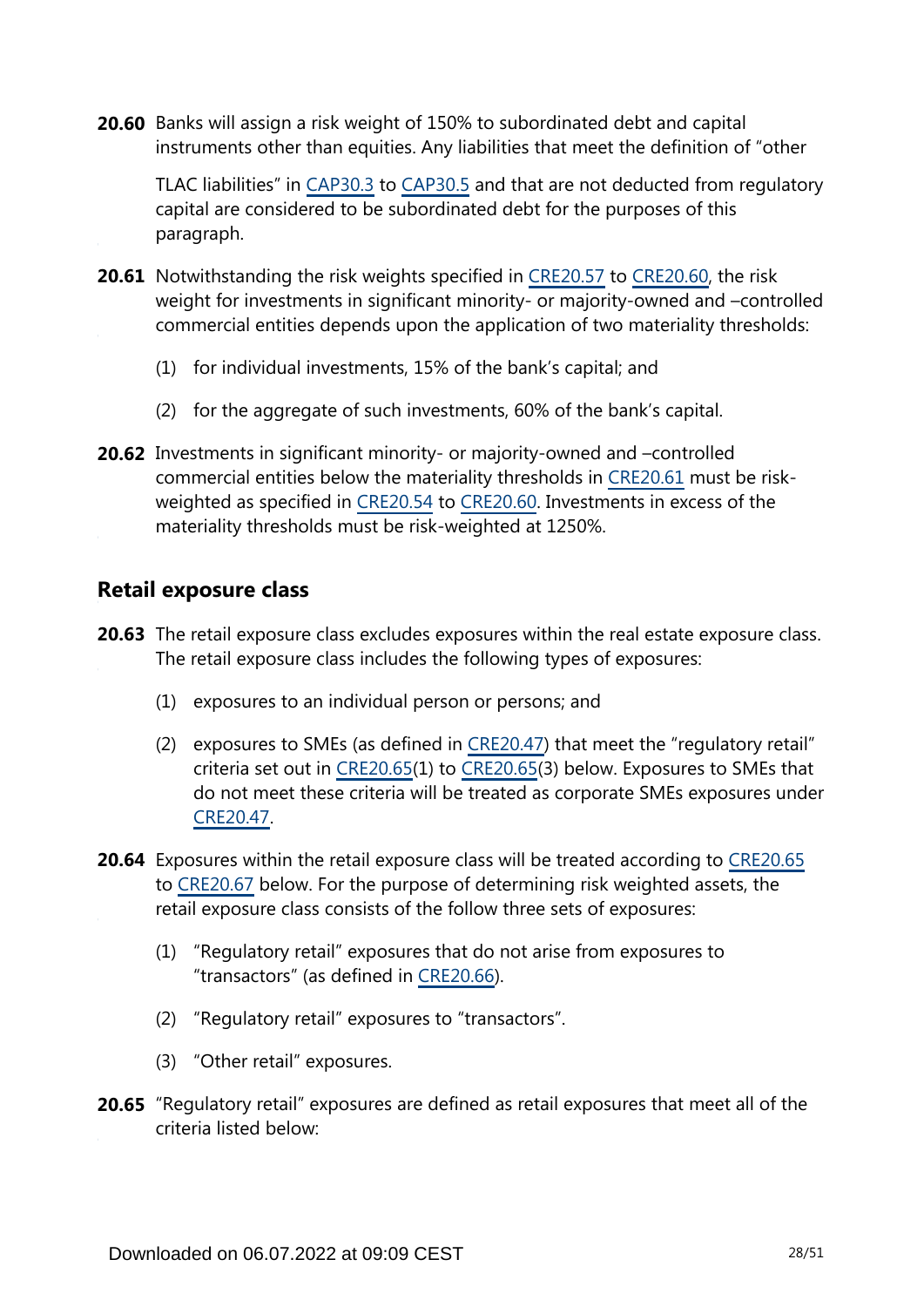**20.60** Banks will assign a risk weight of 150% to subordinated debt and capital instruments other than equities. Any liabilities that meet the definition of "other TLAC liabilities" in CAP30.3 to CAP30.5 and that are not deducted from regulatory capital are considered to be subordinated debt for the purposes of this paragraph.

**20.61** Notwithstanding the risk weights specified in CRE20.57 to CRE20.60, the risk weight for investments in significant minority- or majority-owned and –controlled commercial entities depends upon the application of two materiality thresholds:

(1) for individual investments, 15% of the bank's capital; and

(2) for the aggregate of such investments, 60% of the bank's capital.

**20.62** Investments in significant minority- or majority-owned and –controlled commercial entities below the materiality thresholds in CRE20.61 must be risk-weighted as specified in CRE20.54 to CRE20.60. Investments in excess of the materiality thresholds must be risk-weighted at 1250%.

## Retail exposure class

**20.63** The retail exposure class excludes exposures within the real estate exposure class. The retail exposure class includes the following types of exposures:

(1) exposures to an individual person or persons; and

(2) exposures to SMEs (as defined in CRE20.47) that meet the "regulatory retail" criteria set out in CRE20.65(1) to CRE20.65(3) below. Exposures to SMEs that do not meet these criteria will be treated as corporate SMEs exposures under CRE20.47.

**20.64** Exposures within the retail exposure class will be treated according to CRE20.65 to CRE20.67 below. For the purpose of determining risk weighted assets, the retail exposure class consists of the follow three sets of exposures:

(1) "Regulatory retail" exposures that do not arise from exposures to "transactors" (as defined in CRE20.66).

(2) "Regulatory retail" exposures to "transactors".

(3) "Other retail" exposures.

**20.65** "Regulatory retail" exposures are defined as retail exposures that meet all of the criteria listed below: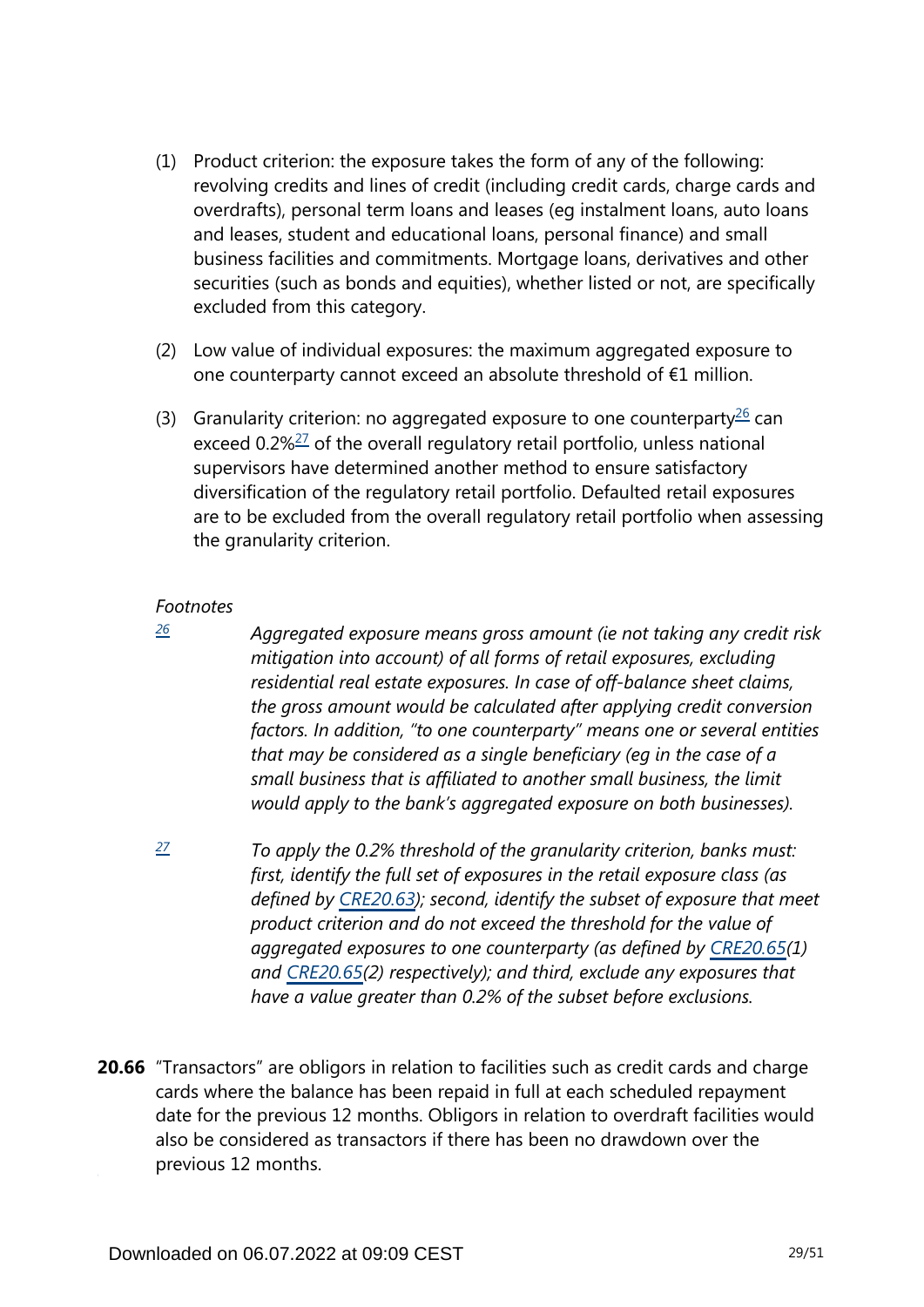(1) Product criterion: the exposure takes the form of any of the following: revolving credits and lines of credit (including credit cards, charge cards and overdrafts), personal term loans and leases (eg instalment loans, auto loans and leases, student and educational loans, personal finance) and small business facilities and commitments. Mortgage loans, derivatives and other securities (such as bonds and equities), whether listed or not, are specifically excluded from this category.

(2) Low value of individual exposures: the maximum aggregated exposure to one counterparty cannot exceed an absolute threshold of €1 million.

(3) Granularity criterion: no aggregated exposure to one counterparty[26] can exceed 0.2%[27] of the overall regulatory retail portfolio, unless national supervisors have determined another method to ensure satisfactory diversification of the regulatory retail portfolio. Defaulted retail exposures are to be excluded from the overall regulatory retail portfolio when assessing the granularity criterion.

*Footnotes*

[26] *Aggregated exposure means gross amount (ie not taking any credit risk mitigation into account) of all forms of retail exposures, excluding residential real estate exposures. In case of off-balance sheet claims, the gross amount would be calculated after applying credit conversion factors. In addition, "to one counterparty" means one or several entities that may be considered as a single beneficiary (eg in the case of a small business that is affiliated to another small business, the limit would apply to the bank's aggregated exposure on both businesses).*

[27] *To apply the 0.2% threshold of the granularity criterion, banks must: first, identify the full set of exposures in the retail exposure class (as defined by CRE20.63); second, identify the subset of exposure that meet product criterion and do not exceed the threshold for the value of aggregated exposures to one counterparty (as defined by CRE20.65(1) and CRE20.65(2) respectively); and third, exclude any exposures that have a value greater than 0.2% of the subset before exclusions.*

**20.66** "Transactors" are obligors in relation to facilities such as credit cards and charge cards where the balance has been repaid in full at each scheduled repayment date for the previous 12 months. Obligors in relation to overdraft facilities would also be considered as transactors if there has been no drawdown over the previous 12 months.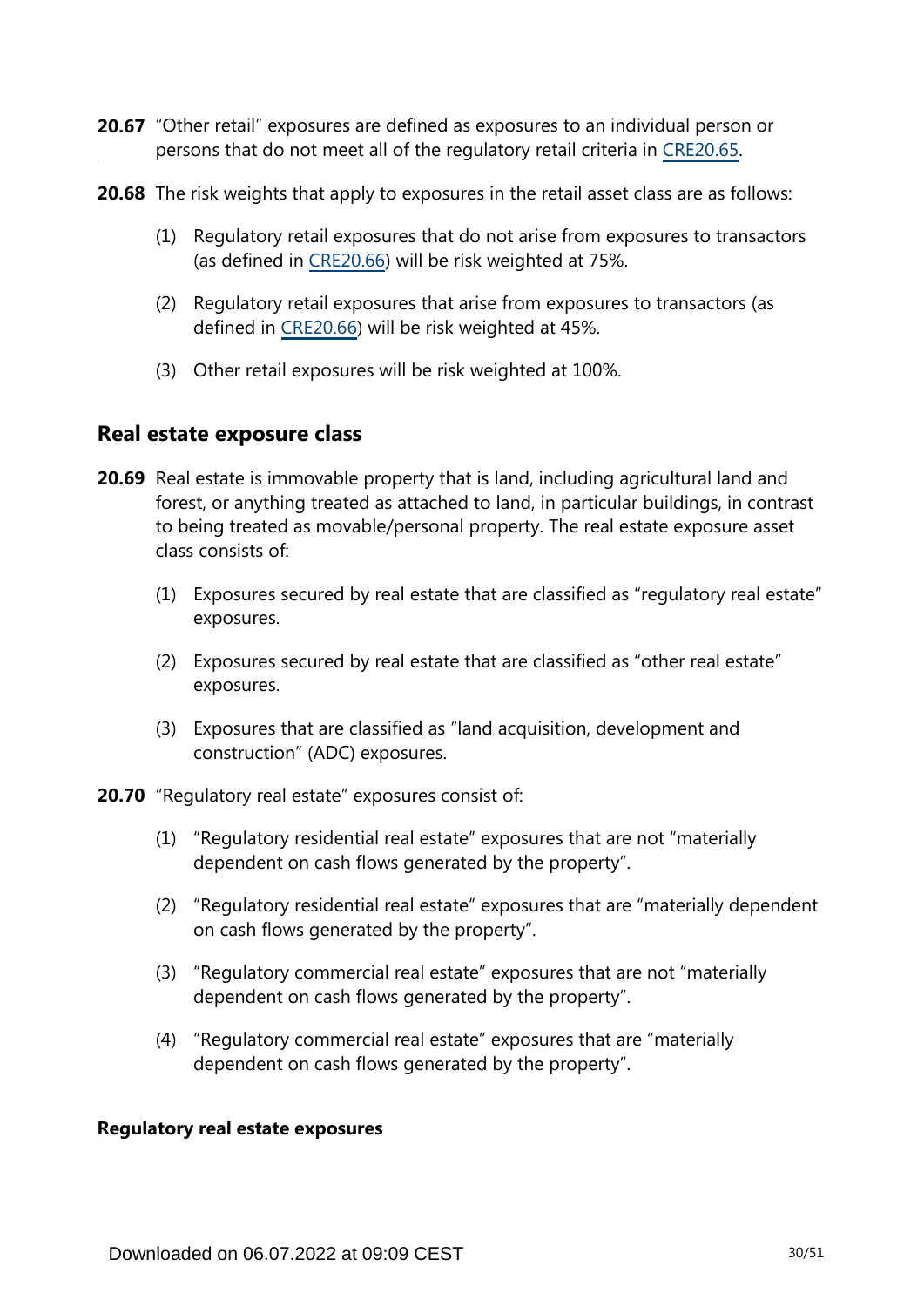**20.67** "Other retail" exposures are defined as exposures to an individual person or persons that do not meet all of the regulatory retail criteria in CRE20.65.

**20.68** The risk weights that apply to exposures in the retail asset class are as follows:

(1) Regulatory retail exposures that do not arise from exposures to transactors (as defined in CRE20.66) will be risk weighted at 75%.

(2) Regulatory retail exposures that arise from exposures to transactors (as defined in CRE20.66) will be risk weighted at 45%.

(3) Other retail exposures will be risk weighted at 100%.

## Real estate exposure class

**20.69** Real estate is immovable property that is land, including agricultural land and forest, or anything treated as attached to land, in particular buildings, in contrast to being treated as movable/personal property. The real estate exposure asset class consists of:

(1) Exposures secured by real estate that are classified as "regulatory real estate" exposures.

(2) Exposures secured by real estate that are classified as "other real estate" exposures.

(3) Exposures that are classified as "land acquisition, development and construction" (ADC) exposures.

**20.70** "Regulatory real estate" exposures consist of:

(1) "Regulatory residential real estate" exposures that are not "materially dependent on cash flows generated by the property".

(2) "Regulatory residential real estate" exposures that are "materially dependent on cash flows generated by the property".

(3) "Regulatory commercial real estate" exposures that are not "materially dependent on cash flows generated by the property".

(4) "Regulatory commercial real estate" exposures that are "materially dependent on cash flows generated by the property".

### Regulatory real estate exposures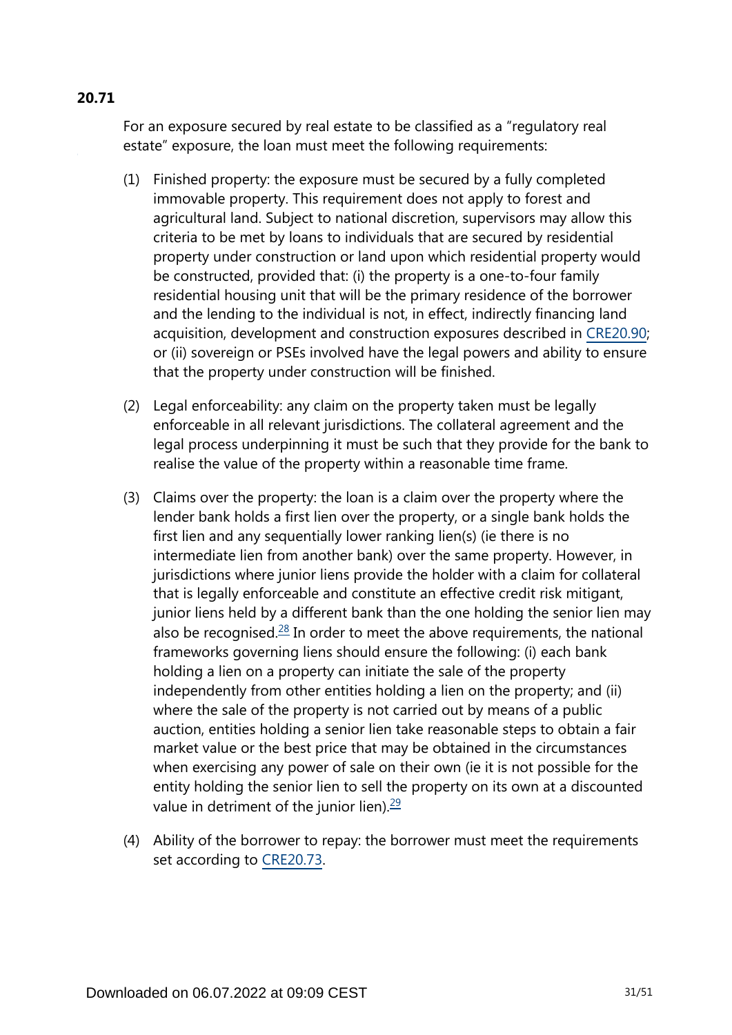**20.71**

For an exposure secured by real estate to be classified as a "regulatory real estate" exposure, the loan must meet the following requirements:

(1) Finished property: the exposure must be secured by a fully completed immovable property. This requirement does not apply to forest and agricultural land. Subject to national discretion, supervisors may allow this criteria to be met by loans to individuals that are secured by residential property under construction or land upon which residential property would be constructed, provided that: (i) the property is a one-to-four family residential housing unit that will be the primary residence of the borrower and the lending to the individual is not, in effect, indirectly financing land acquisition, development and construction exposures described in CRE20.90; or (ii) sovereign or PSEs involved have the legal powers and ability to ensure that the property under construction will be finished.

(2) Legal enforceability: any claim on the property taken must be legally enforceable in all relevant jurisdictions. The collateral agreement and the legal process underpinning it must be such that they provide for the bank to realise the value of the property within a reasonable time frame.

(3) Claims over the property: the loan is a claim over the property where the lender bank holds a first lien over the property, or a single bank holds the first lien and any sequentially lower ranking lien(s) (ie there is no intermediate lien from another bank) over the same property. However, in jurisdictions where junior liens provide the holder with a claim for collateral that is legally enforceable and constitute an effective credit risk mitigant, junior liens held by a different bank than the one holding the senior lien may also be recognised.[28] In order to meet the above requirements, the national frameworks governing liens should ensure the following: (i) each bank holding a lien on a property can initiate the sale of the property independently from other entities holding a lien on the property; and (ii) where the sale of the property is not carried out by means of a public auction, entities holding a senior lien take reasonable steps to obtain a fair market value or the best price that may be obtained in the circumstances when exercising any power of sale on their own (ie it is not possible for the entity holding the senior lien to sell the property on its own at a discounted value in detriment of the junior lien).[29]

(4) Ability of the borrower to repay: the borrower must meet the requirements set according to CRE20.73.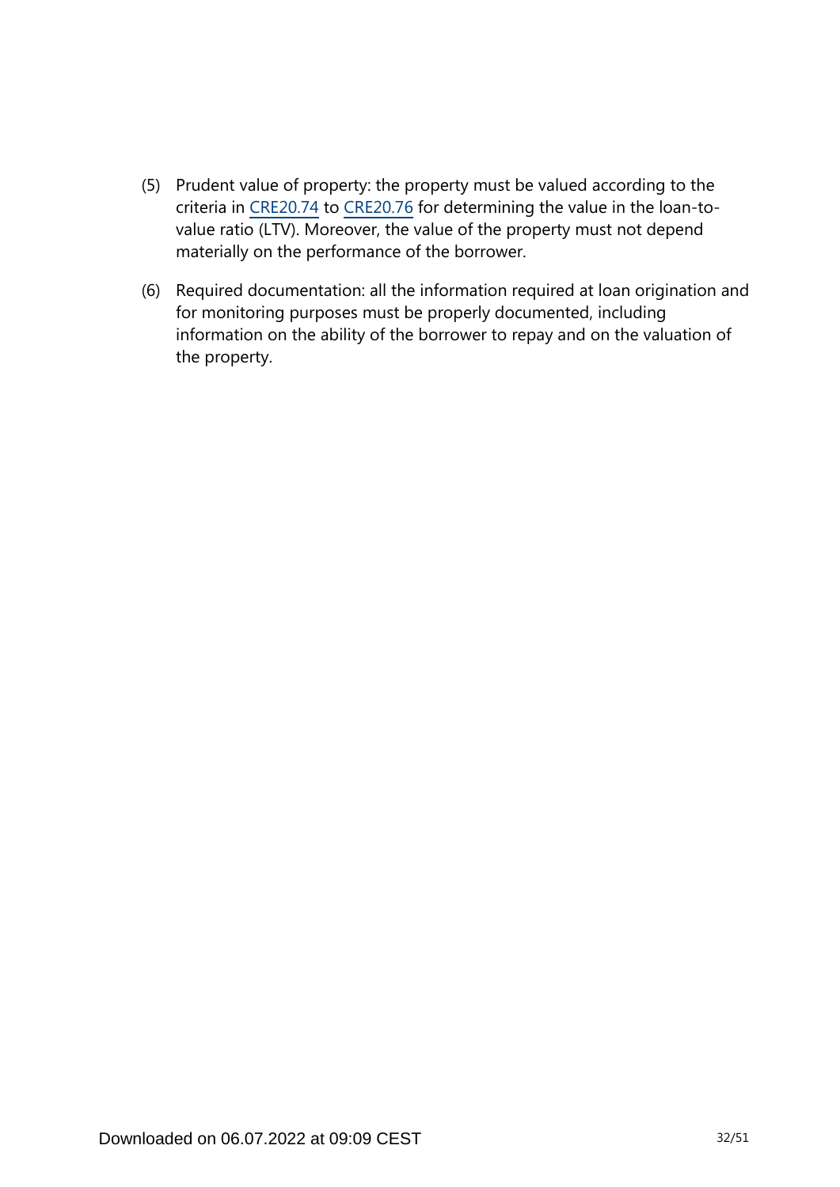(5) Prudent value of property: the property must be valued according to the criteria in CRE20.74 to CRE20.76 for determining the value in the loan-to-value ratio (LTV). Moreover, the value of the property must not depend materially on the performance of the borrower.

(6) Required documentation: all the information required at loan origination and for monitoring purposes must be properly documented, including information on the ability of the borrower to repay and on the valuation of the property.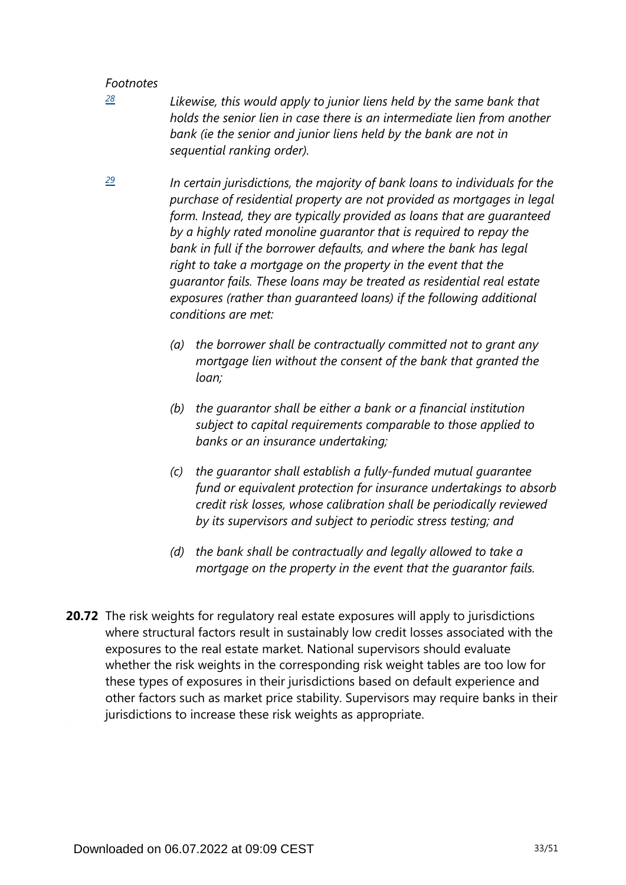*Footnotes*

[28] *Likewise, this would apply to junior liens held by the same bank that holds the senior lien in case there is an intermediate lien from another bank (ie the senior and junior liens held by the bank are not in sequential ranking order).*

[29] *In certain jurisdictions, the majority of bank loans to individuals for the purchase of residential property are not provided as mortgages in legal form. Instead, they are typically provided as loans that are guaranteed by a highly rated monoline guarantor that is required to repay the bank in full if the borrower defaults, and where the bank has legal right to take a mortgage on the property in the event that the guarantor fails. These loans may be treated as residential real estate exposures (rather than guaranteed loans) if the following additional conditions are met:*

*(a) the borrower shall be contractually committed not to grant any mortgage lien without the consent of the bank that granted the loan;*

*(b) the guarantor shall be either a bank or a financial institution subject to capital requirements comparable to those applied to banks or an insurance undertaking;*

*(c) the guarantor shall establish a fully-funded mutual guarantee fund or equivalent protection for insurance undertakings to absorb credit risk losses, whose calibration shall be periodically reviewed by its supervisors and subject to periodic stress testing; and*

*(d) the bank shall be contractually and legally allowed to take a mortgage on the property in the event that the guarantor fails.*

**20.72** The risk weights for regulatory real estate exposures will apply to jurisdictions where structural factors result in sustainably low credit losses associated with the exposures to the real estate market. National supervisors should evaluate whether the risk weights in the corresponding risk weight tables are too low for these types of exposures in their jurisdictions based on default experience and other factors such as market price stability. Supervisors may require banks in their jurisdictions to increase these risk weights as appropriate.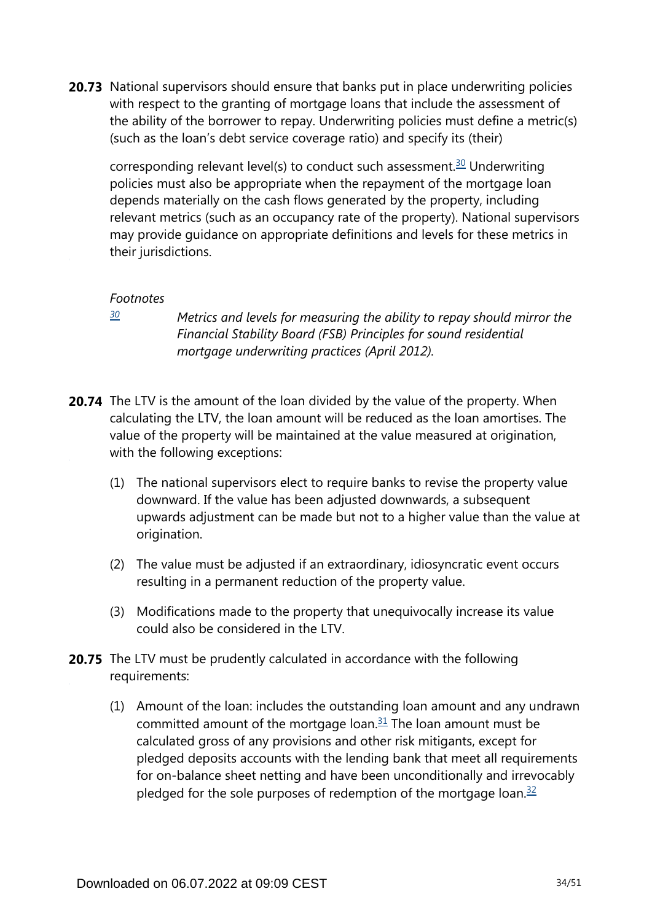**20.73** National supervisors should ensure that banks put in place underwriting policies with respect to the granting of mortgage loans that include the assessment of the ability of the borrower to repay. Underwriting policies must define a metric(s) (such as the loan's debt service coverage ratio) and specify its (their) corresponding relevant level(s) to conduct such assessment.[30] Underwriting policies must also be appropriate when the repayment of the mortgage loan depends materially on the cash flows generated by the property, including relevant metrics (such as an occupancy rate of the property). National supervisors may provide guidance on appropriate definitions and levels for these metrics in their jurisdictions.

*Footnotes*

[30] *Metrics and levels for measuring the ability to repay should mirror the Financial Stability Board (FSB) Principles for sound residential mortgage underwriting practices (April 2012).*

**20.74** The LTV is the amount of the loan divided by the value of the property. When calculating the LTV, the loan amount will be reduced as the loan amortises. The value of the property will be maintained at the value measured at origination, with the following exceptions:

(1) The national supervisors elect to require banks to revise the property value downward. If the value has been adjusted downwards, a subsequent upwards adjustment can be made but not to a higher value than the value at origination.

(2) The value must be adjusted if an extraordinary, idiosyncratic event occurs resulting in a permanent reduction of the property value.

(3) Modifications made to the property that unequivocally increase its value could also be considered in the LTV.

**20.75** The LTV must be prudently calculated in accordance with the following requirements:

(1) Amount of the loan: includes the outstanding loan amount and any undrawn committed amount of the mortgage loan.[31] The loan amount must be calculated gross of any provisions and other risk mitigants, except for pledged deposits accounts with the lending bank that meet all requirements for on-balance sheet netting and have been unconditionally and irrevocably pledged for the sole purposes of redemption of the mortgage loan.[32]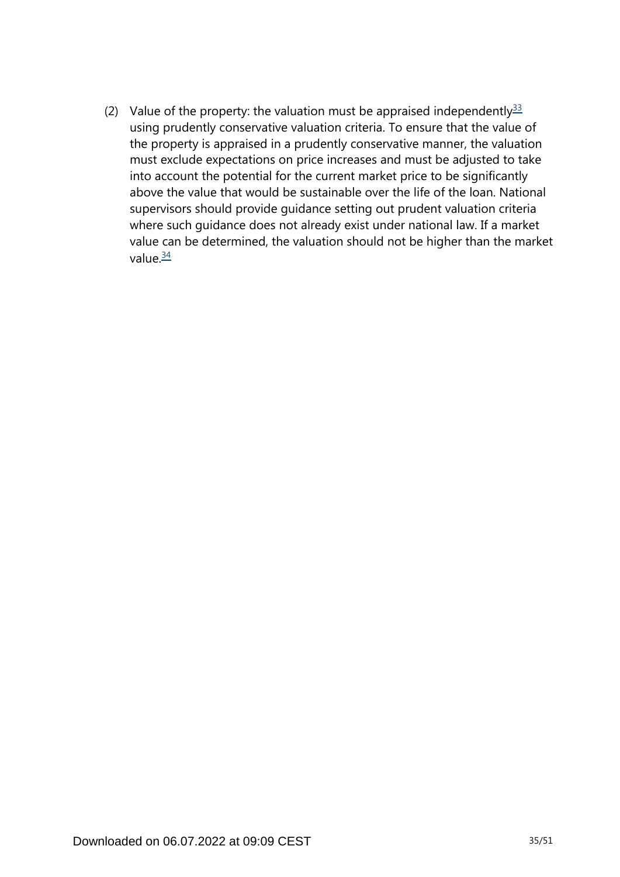(2) Value of the property: the valuation must be appraised independently[33] using prudently conservative valuation criteria. To ensure that the value of the property is appraised in a prudently conservative manner, the valuation must exclude expectations on price increases and must be adjusted to take into account the potential for the current market price to be significantly above the value that would be sustainable over the life of the loan. National supervisors should provide guidance setting out prudent valuation criteria where such guidance does not already exist under national law. If a market value can be determined, the valuation should not be higher than the market value.[34]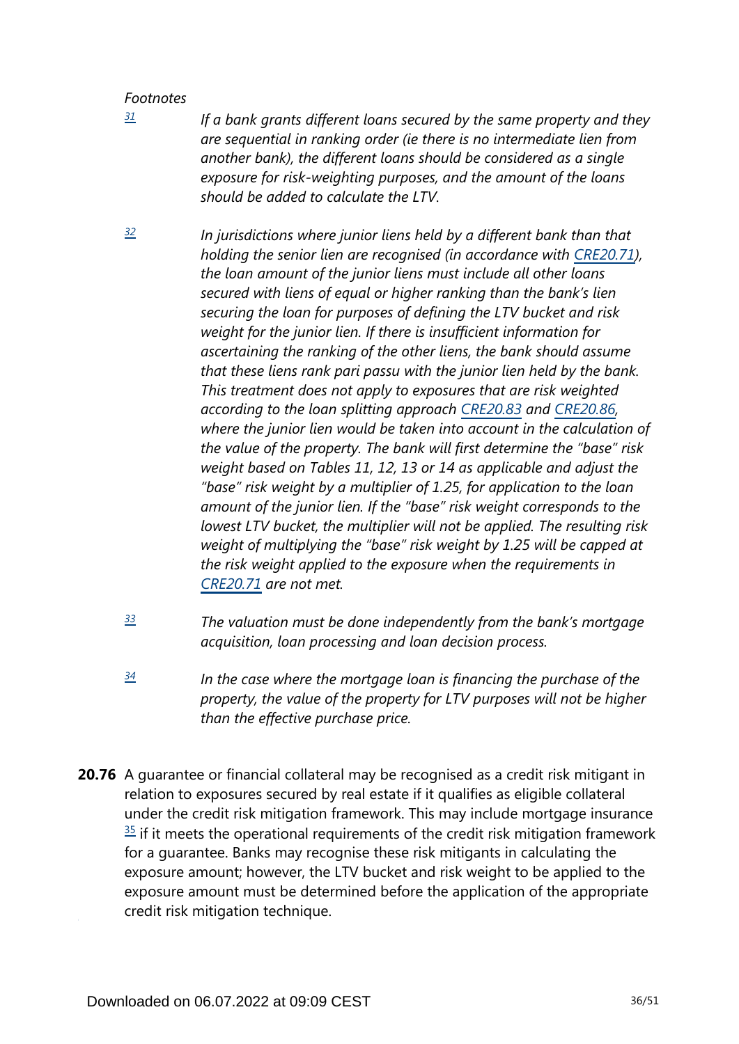*Footnotes*

[31] *If a bank grants different loans secured by the same property and they are sequential in ranking order (ie there is no intermediate lien from another bank), the different loans should be considered as a single exposure for risk-weighting purposes, and the amount of the loans should be added to calculate the LTV.*

[32] *In jurisdictions where junior liens held by a different bank than that holding the senior lien are recognised (in accordance with CRE20.71), the loan amount of the junior liens must include all other loans secured with liens of equal or higher ranking than the bank's lien securing the loan for purposes of defining the LTV bucket and risk weight for the junior lien. If there is insufficient information for ascertaining the ranking of the other liens, the bank should assume that these liens rank pari passu with the junior lien held by the bank. This treatment does not apply to exposures that are risk weighted according to the loan splitting approach CRE20.83 and CRE20.86, where the junior lien would be taken into account in the calculation of the value of the property. The bank will first determine the "base" risk weight based on Tables 11, 12, 13 or 14 as applicable and adjust the "base" risk weight by a multiplier of 1.25, for application to the loan amount of the junior lien. If the "base" risk weight corresponds to the lowest LTV bucket, the multiplier will not be applied. The resulting risk weight of multiplying the "base" risk weight by 1.25 will be capped at the risk weight applied to the exposure when the requirements in CRE20.71 are not met.*

[33] *The valuation must be done independently from the bank's mortgage acquisition, loan processing and loan decision process.*

[34] *In the case where the mortgage loan is financing the purchase of the property, the value of the property for LTV purposes will not be higher than the effective purchase price.*

**20.76** A guarantee or financial collateral may be recognised as a credit risk mitigant in relation to exposures secured by real estate if it qualifies as eligible collateral under the credit risk mitigation framework. This may include mortgage insurance [35] if it meets the operational requirements of the credit risk mitigation framework for a guarantee. Banks may recognise these risk mitigants in calculating the exposure amount; however, the LTV bucket and risk weight to be applied to the exposure amount must be determined before the application of the appropriate credit risk mitigation technique.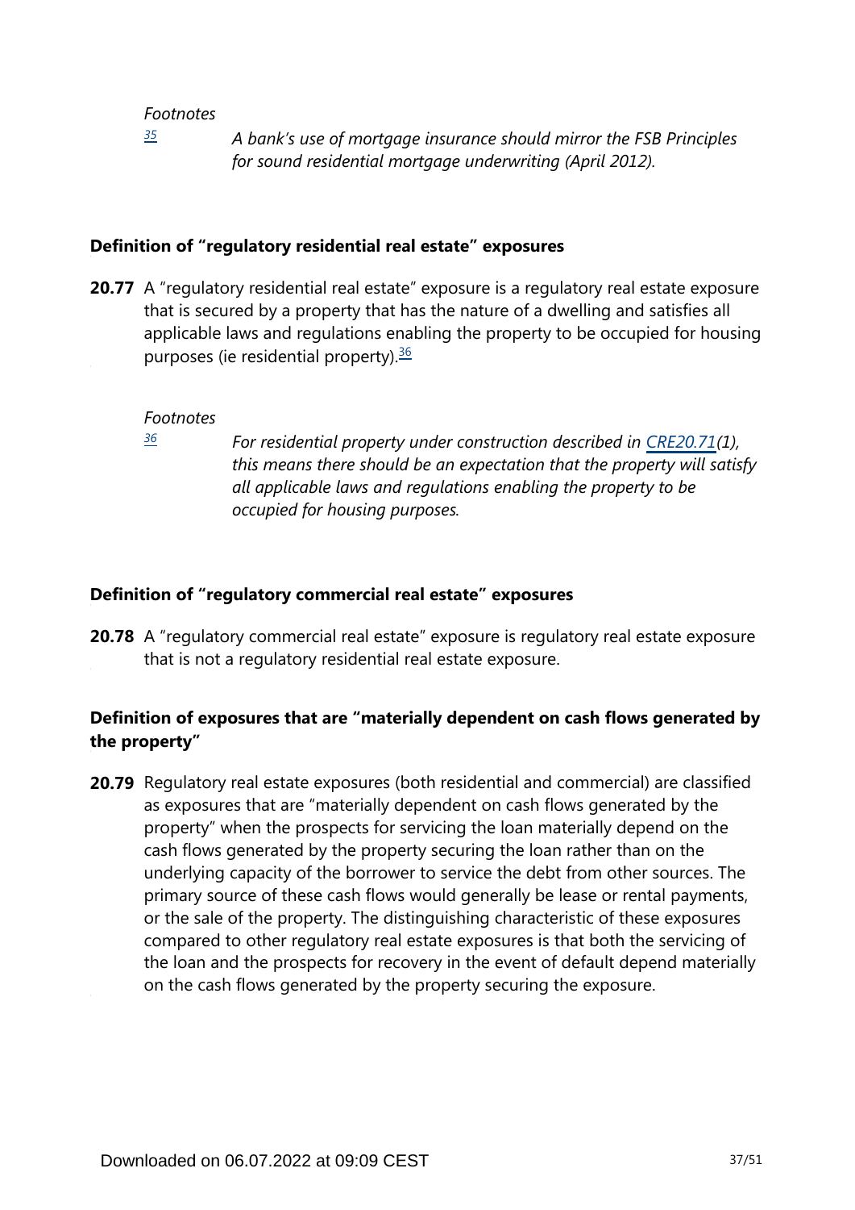*Footnotes*

[35] *A bank's use of mortgage insurance should mirror the FSB Principles for sound residential mortgage underwriting (April 2012).*

### Definition of "regulatory residential real estate" exposures

**20.77** A "regulatory residential real estate" exposure is a regulatory real estate exposure that is secured by a property that has the nature of a dwelling and satisfies all applicable laws and regulations enabling the property to be occupied for housing purposes (ie residential property).[36]

*Footnotes*

[36] *For residential property under construction described in CRE20.71(1), this means there should be an expectation that the property will satisfy all applicable laws and regulations enabling the property to be occupied for housing purposes.*

### Definition of "regulatory commercial real estate" exposures

**20.78** A "regulatory commercial real estate" exposure is regulatory real estate exposure that is not a regulatory residential real estate exposure.

### Definition of exposures that are "materially dependent on cash flows generated by the property"

**20.79** Regulatory real estate exposures (both residential and commercial) are classified as exposures that are "materially dependent on cash flows generated by the property" when the prospects for servicing the loan materially depend on the cash flows generated by the property securing the loan rather than on the underlying capacity of the borrower to service the debt from other sources. The primary source of these cash flows would generally be lease or rental payments, or the sale of the property. The distinguishing characteristic of these exposures compared to other regulatory real estate exposures is that both the servicing of the loan and the prospects for recovery in the event of default depend materially on the cash flows generated by the property securing the exposure.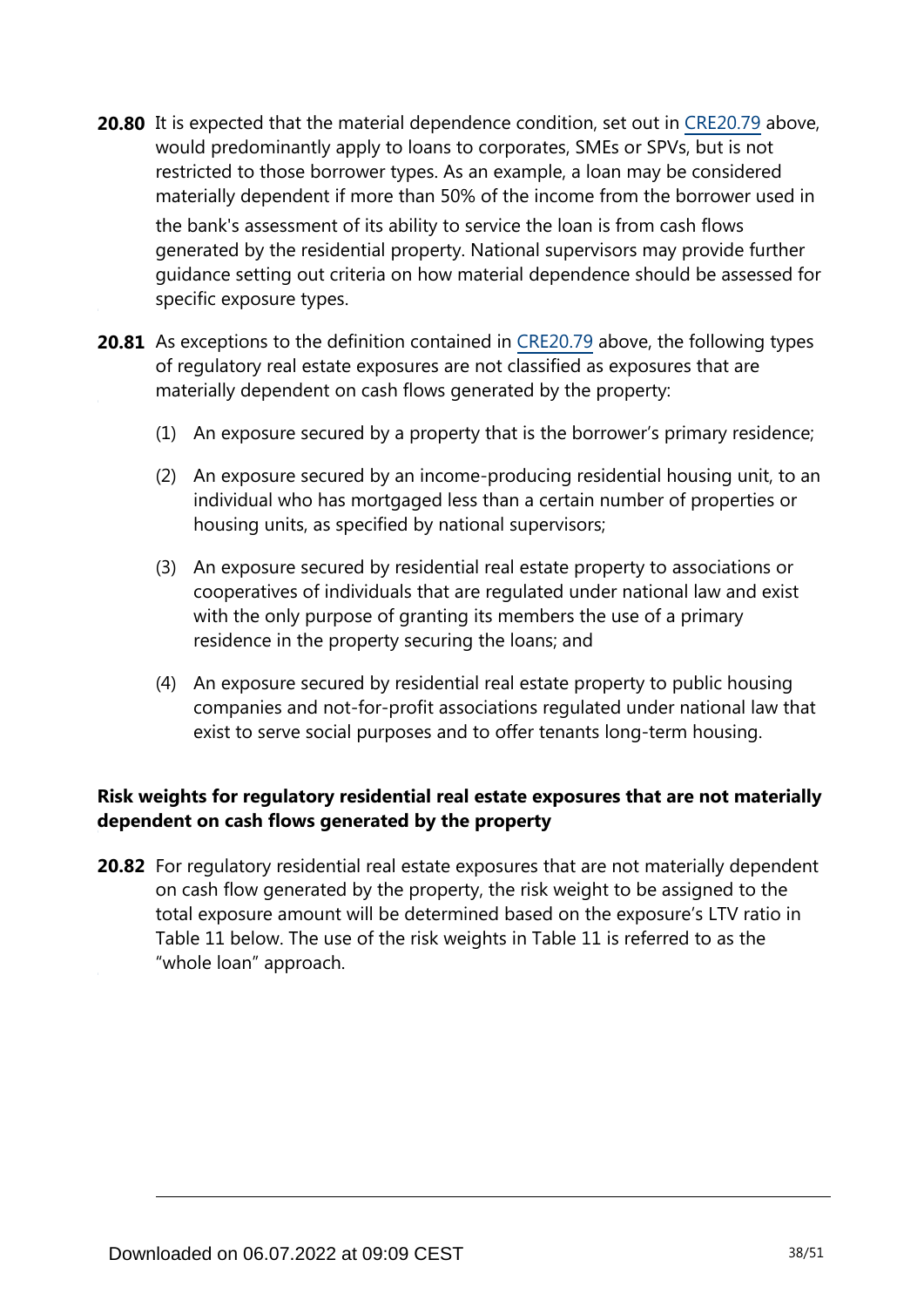**20.80** It is expected that the material dependence condition, set out in CRE20.79 above, would predominantly apply to loans to corporates, SMEs or SPVs, but is not restricted to those borrower types. As an example, a loan may be considered materially dependent if more than 50% of the income from the borrower used in the bank's assessment of its ability to service the loan is from cash flows generated by the residential property. National supervisors may provide further guidance setting out criteria on how material dependence should be assessed for specific exposure types.

**20.81** As exceptions to the definition contained in CRE20.79 above, the following types of regulatory real estate exposures are not classified as exposures that are materially dependent on cash flows generated by the property:

(1) An exposure secured by a property that is the borrower's primary residence;

(2) An exposure secured by an income-producing residential housing unit, to an individual who has mortgaged less than a certain number of properties or housing units, as specified by national supervisors;

(3) An exposure secured by residential real estate property to associations or cooperatives of individuals that are regulated under national law and exist with the only purpose of granting its members the use of a primary residence in the property securing the loans; and

(4) An exposure secured by residential real estate property to public housing companies and not-for-profit associations regulated under national law that exist to serve social purposes and to offer tenants long-term housing.

### Risk weights for regulatory residential real estate exposures that are not materially dependent on cash flows generated by the property

**20.82** For regulatory residential real estate exposures that are not materially dependent on cash flow generated by the property, the risk weight to be assigned to the total exposure amount will be determined based on the exposure's LTV ratio in Table 11 below. The use of the risk weights in Table 11 is referred to as the "whole loan" approach.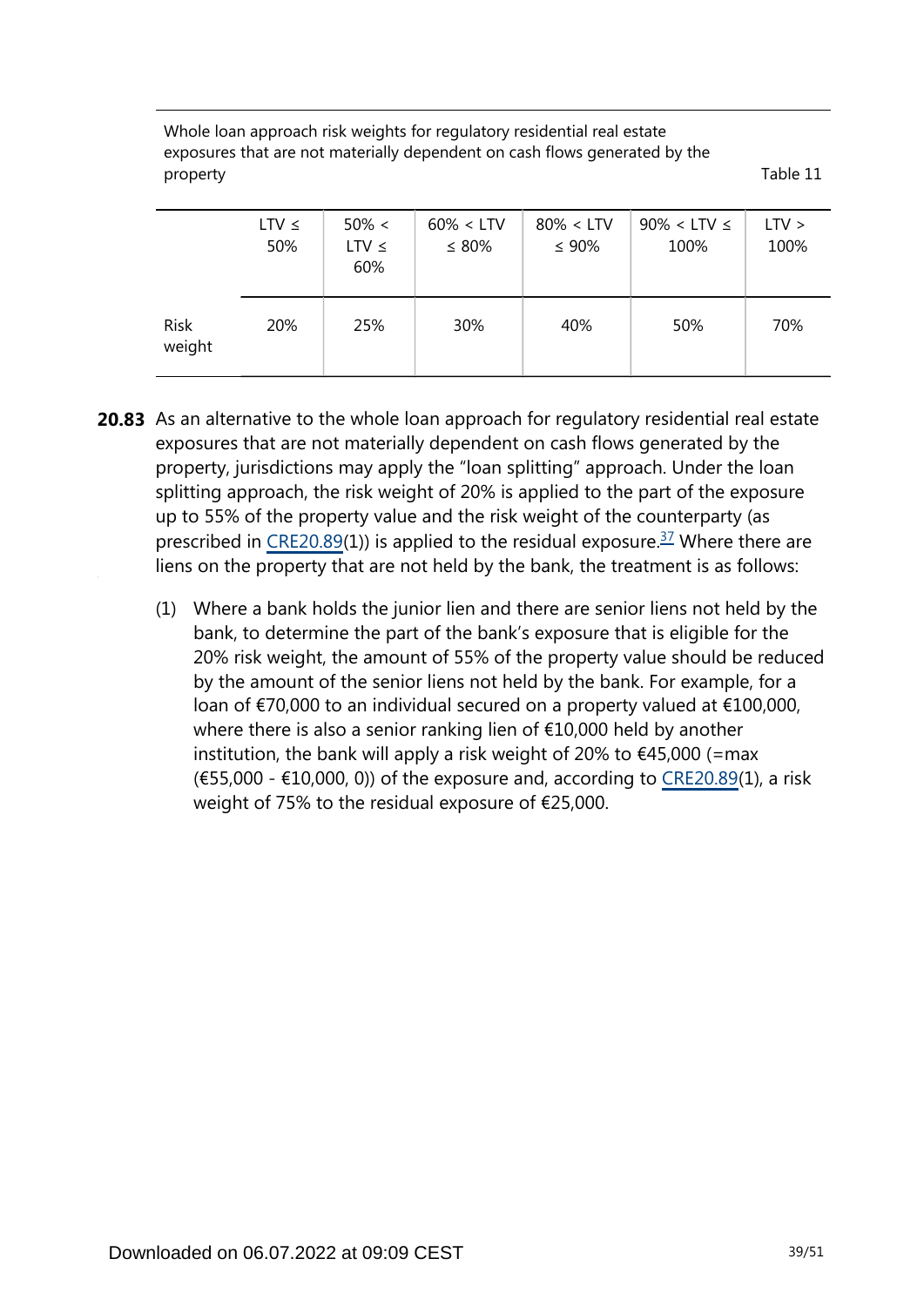Whole loan approach risk weights for regulatory residential real estate exposures that are not materially dependent on cash flows generated by the property

Table 11

| | LTV ≤ 50% | 50% < LTV ≤ 60% | 60% < LTV ≤ 80% | 80% < LTV ≤ 90% | 90% < LTV ≤ 100% | LTV > 100% |
|---|---|---|---|---|---|---|
| Risk weight | 20% | 25% | 30% | 40% | 50% | 70% |

**20.83** As an alternative to the whole loan approach for regulatory residential real estate exposures that are not materially dependent on cash flows generated by the property, jurisdictions may apply the "loan splitting" approach. Under the loan splitting approach, the risk weight of 20% is applied to the part of the exposure up to 55% of the property value and the risk weight of the counterparty (as prescribed in CRE20.89(1)) is applied to the residual exposure.[37] Where there are liens on the property that are not held by the bank, the treatment is as follows:

(1) Where a bank holds the junior lien and there are senior liens not held by the bank, to determine the part of the bank's exposure that is eligible for the 20% risk weight, the amount of 55% of the property value should be reduced by the amount of the senior liens not held by the bank. For example, for a loan of €70,000 to an individual secured on a property valued at €100,000, where there is also a senior ranking lien of €10,000 held by another institution, the bank will apply a risk weight of 20% to €45,000 (=max (€55,000 - €10,000, 0)) of the exposure and, according to CRE20.89(1), a risk weight of 75% to the residual exposure of €25,000.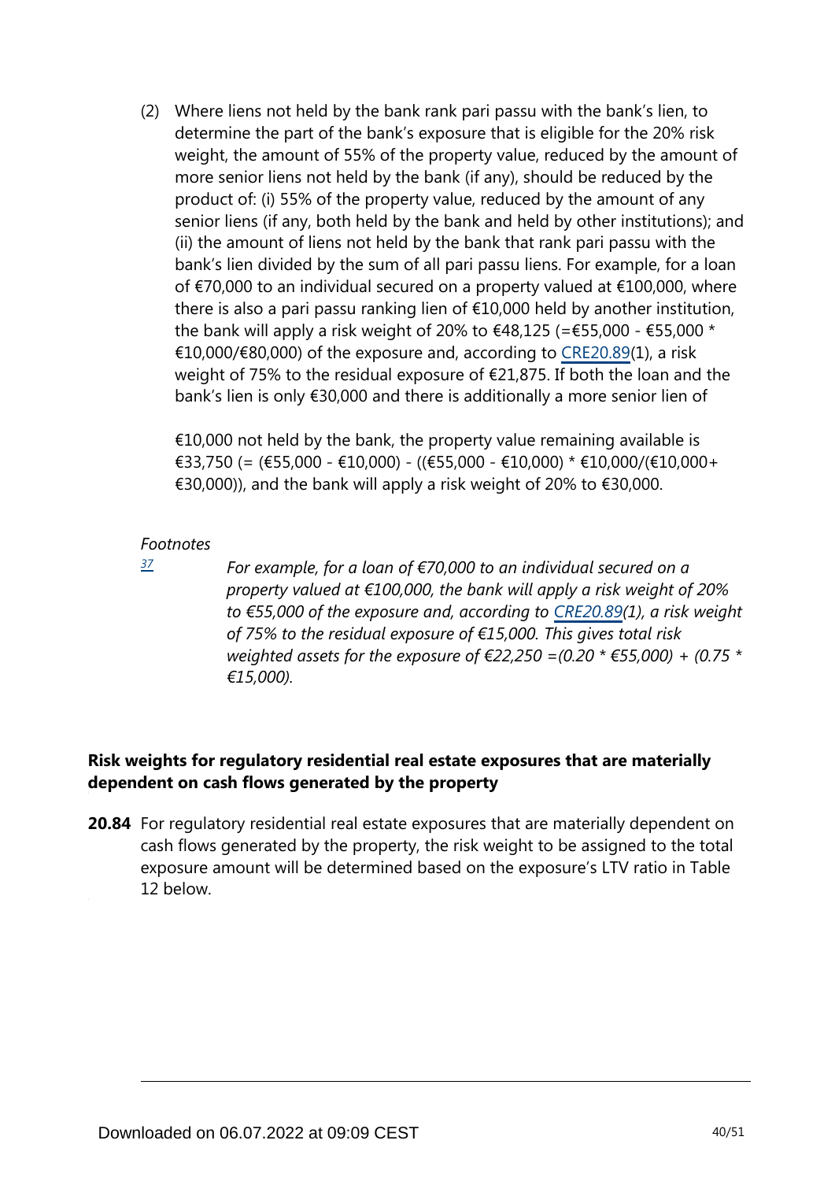(2) Where liens not held by the bank rank pari passu with the bank's lien, to determine the part of the bank's exposure that is eligible for the 20% risk weight, the amount of 55% of the property value, reduced by the amount of more senior liens not held by the bank (if any), should be reduced by the product of: (i) 55% of the property value, reduced by the amount of any senior liens (if any, both held by the bank and held by other institutions); and (ii) the amount of liens not held by the bank that rank pari passu with the bank's lien divided by the sum of all pari passu liens. For example, for a loan of €70,000 to an individual secured on a property valued at €100,000, where there is also a pari passu ranking lien of €10,000 held by another institution, the bank will apply a risk weight of 20% to €48,125 (=€55,000 - €55,000 * €10,000/€80,000) of the exposure and, according to CRE20.89(1), a risk weight of 75% to the residual exposure of €21,875. If both the loan and the bank's lien is only €30,000 and there is additionally a more senior lien of €10,000 not held by the bank, the property value remaining available is €33,750 (= (€55,000 - €10,000) - ((€55,000 - €10,000) * €10,000/(€10,000+ €30,000)), and the bank will apply a risk weight of 20% to €30,000.

*Footnotes*

[37] *For example, for a loan of €70,000 to an individual secured on a property valued at €100,000, the bank will apply a risk weight of 20% to €55,000 of the exposure and, according to CRE20.89(1), a risk weight of 75% to the residual exposure of €15,000. This gives total risk weighted assets for the exposure of €22,250 =(0.20 * €55,000) + (0.75 * €15,000).*

### Risk weights for regulatory residential real estate exposures that are materially dependent on cash flows generated by the property

**20.84** For regulatory residential real estate exposures that are materially dependent on cash flows generated by the property, the risk weight to be assigned to the total exposure amount will be determined based on the exposure's LTV ratio in Table 12 below.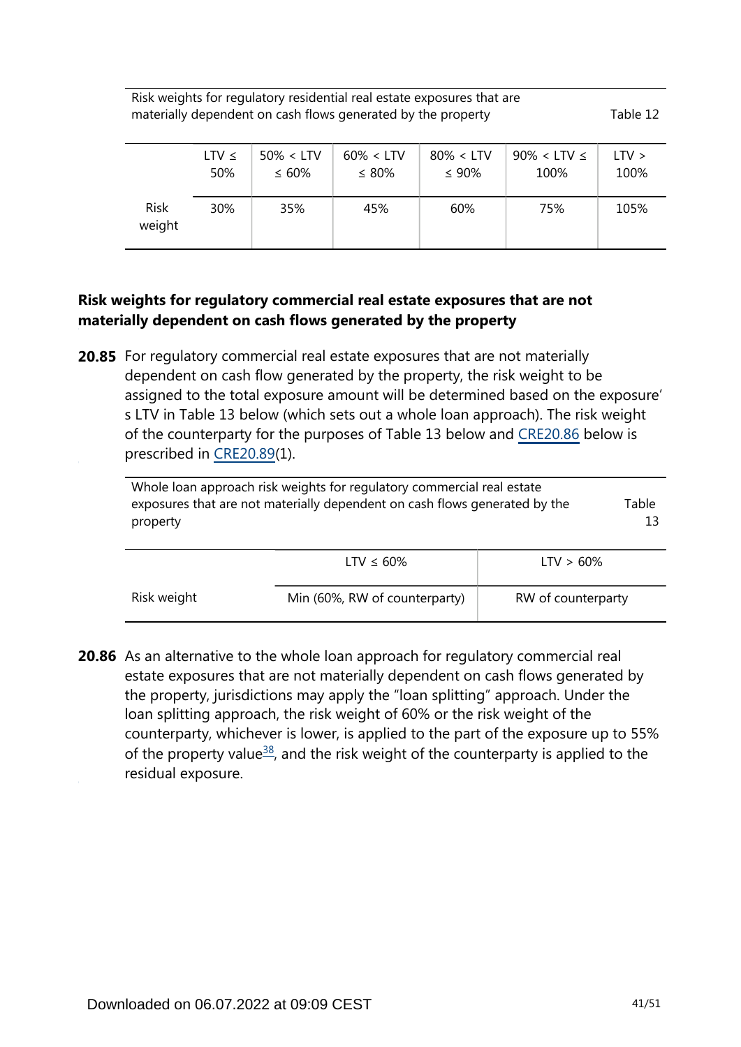| Risk weights for regulatory residential real estate exposures that are materially dependent on cash flows generated by the property | | | | | | Table 12 |
|---|---|---|---|---|---|---|
| | LTV ≤ 50% | 50% < LTV ≤ 60% | 60% < LTV ≤ 80% | 80% < LTV ≤ 90% | 90% < LTV ≤ 100% | LTV > 100% |
| Risk weight | 30% | 35% | 45% | 60% | 75% | 105% |

**Risk weights for regulatory commercial real estate exposures that are not materially dependent on cash flows generated by the property**

**20.85** For regulatory commercial real estate exposures that are not materially dependent on cash flow generated by the property, the risk weight to be assigned to the total exposure amount will be determined based on the exposure's LTV in Table 13 below (which sets out a whole loan approach). The risk weight of the counterparty for the purposes of Table 13 below and CRE20.86 below is prescribed in CRE20.89(1).

| Whole loan approach risk weights for regulatory commercial real estate exposures that are not materially dependent on cash flows generated by the property | | Table 13 |
|---|---|---|
| | LTV ≤ 60% | LTV > 60% |
| Risk weight | Min (60%, RW of counterparty) | RW of counterparty |

**20.86** As an alternative to the whole loan approach for regulatory commercial real estate exposures that are not materially dependent on cash flows generated by the property, jurisdictions may apply the "loan splitting" approach. Under the loan splitting approach, the risk weight of 60% or the risk weight of the counterparty, whichever is lower, is applied to the part of the exposure up to 55% of the property value[38], and the risk weight of the counterparty is applied to the residual exposure.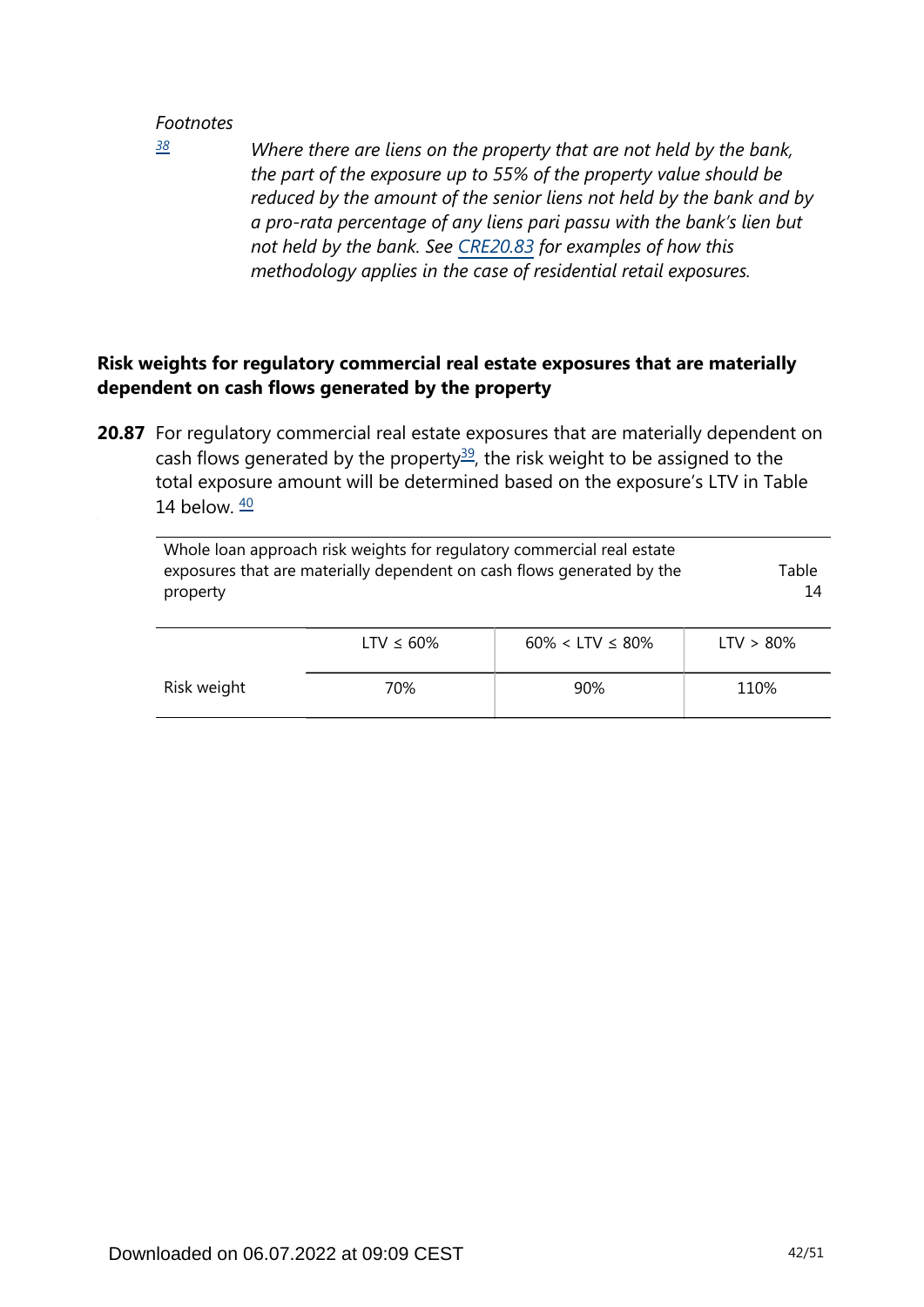*Footnotes*

[38] *Where there are liens on the property that are not held by the bank, the part of the exposure up to 55% of the property value should be reduced by the amount of the senior liens not held by the bank and by a pro-rata percentage of any liens pari passu with the bank's lien but not held by the bank. See CRE20.83 for examples of how this methodology applies in the case of residential retail exposures.*

### Risk weights for regulatory commercial real estate exposures that are materially dependent on cash flows generated by the property

**20.87** For regulatory commercial real estate exposures that are materially dependent on cash flows generated by the property[39], the risk weight to be assigned to the total exposure amount will be determined based on the exposure's LTV in Table 14 below. [40]

Whole loan approach risk weights for regulatory commercial real estate exposures that are materially dependent on cash flows generated by the property — Table 14

| | LTV ≤ 60% | 60% < LTV ≤ 80% | LTV > 80% |
|---|---|---|---|
| Risk weight | 70% | 90% | 110% |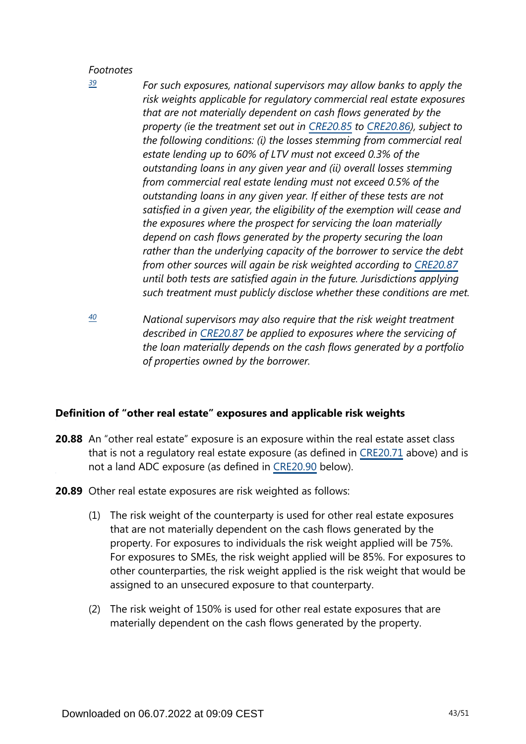*Footnotes*

[39] *For such exposures, national supervisors may allow banks to apply the risk weights applicable for regulatory commercial real estate exposures that are not materially dependent on cash flows generated by the property (ie the treatment set out in CRE20.85 to CRE20.86), subject to the following conditions: (i) the losses stemming from commercial real estate lending up to 60% of LTV must not exceed 0.3% of the outstanding loans in any given year and (ii) overall losses stemming from commercial real estate lending must not exceed 0.5% of the outstanding loans in any given year. If either of these tests are not satisfied in a given year, the eligibility of the exemption will cease and the exposures where the prospect for servicing the loan materially depend on cash flows generated by the property securing the loan rather than the underlying capacity of the borrower to service the debt from other sources will again be risk weighted according to CRE20.87 until both tests are satisfied again in the future. Jurisdictions applying such treatment must publicly disclose whether these conditions are met.*

[40] *National supervisors may also require that the risk weight treatment described in CRE20.87 be applied to exposures where the servicing of the loan materially depends on the cash flows generated by a portfolio of properties owned by the borrower.*

## Definition of "other real estate" exposures and applicable risk weights

**20.88** An "other real estate" exposure is an exposure within the real estate asset class that is not a regulatory real estate exposure (as defined in CRE20.71 above) and is not a land ADC exposure (as defined in CRE20.90 below).

**20.89** Other real estate exposures are risk weighted as follows:

(1) The risk weight of the counterparty is used for other real estate exposures that are not materially dependent on the cash flows generated by the property. For exposures to individuals the risk weight applied will be 75%. For exposures to SMEs, the risk weight applied will be 85%. For exposures to other counterparties, the risk weight applied is the risk weight that would be assigned to an unsecured exposure to that counterparty.

(2) The risk weight of 150% is used for other real estate exposures that are materially dependent on the cash flows generated by the property.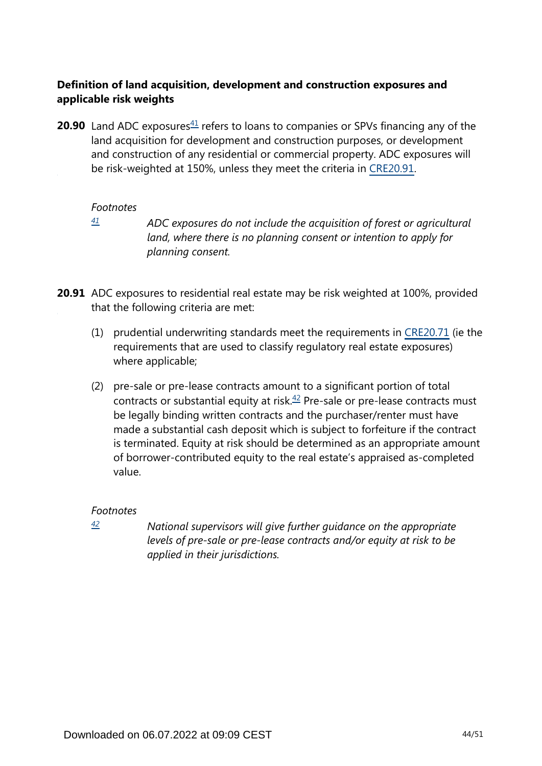### Definition of land acquisition, development and construction exposures and applicable risk weights

**20.90** Land ADC exposures[41] refers to loans to companies or SPVs financing any of the land acquisition for development and construction purposes, or development and construction of any residential or commercial property. ADC exposures will be risk-weighted at 150%, unless they meet the criteria in CRE20.91.

*Footnotes*

[41] *ADC exposures do not include the acquisition of forest or agricultural land, where there is no planning consent or intention to apply for planning consent.*

**20.91** ADC exposures to residential real estate may be risk weighted at 100%, provided that the following criteria are met:

(1) prudential underwriting standards meet the requirements in CRE20.71 (ie the requirements that are used to classify regulatory real estate exposures) where applicable;

(2) pre-sale or pre-lease contracts amount to a significant portion of total contracts or substantial equity at risk.[42] Pre-sale or pre-lease contracts must be legally binding written contracts and the purchaser/renter must have made a substantial cash deposit which is subject to forfeiture if the contract is terminated. Equity at risk should be determined as an appropriate amount of borrower-contributed equity to the real estate's appraised as-completed value.

*Footnotes*

[42] *National supervisors will give further guidance on the appropriate levels of pre-sale or pre-lease contracts and/or equity at risk to be applied in their jurisdictions.*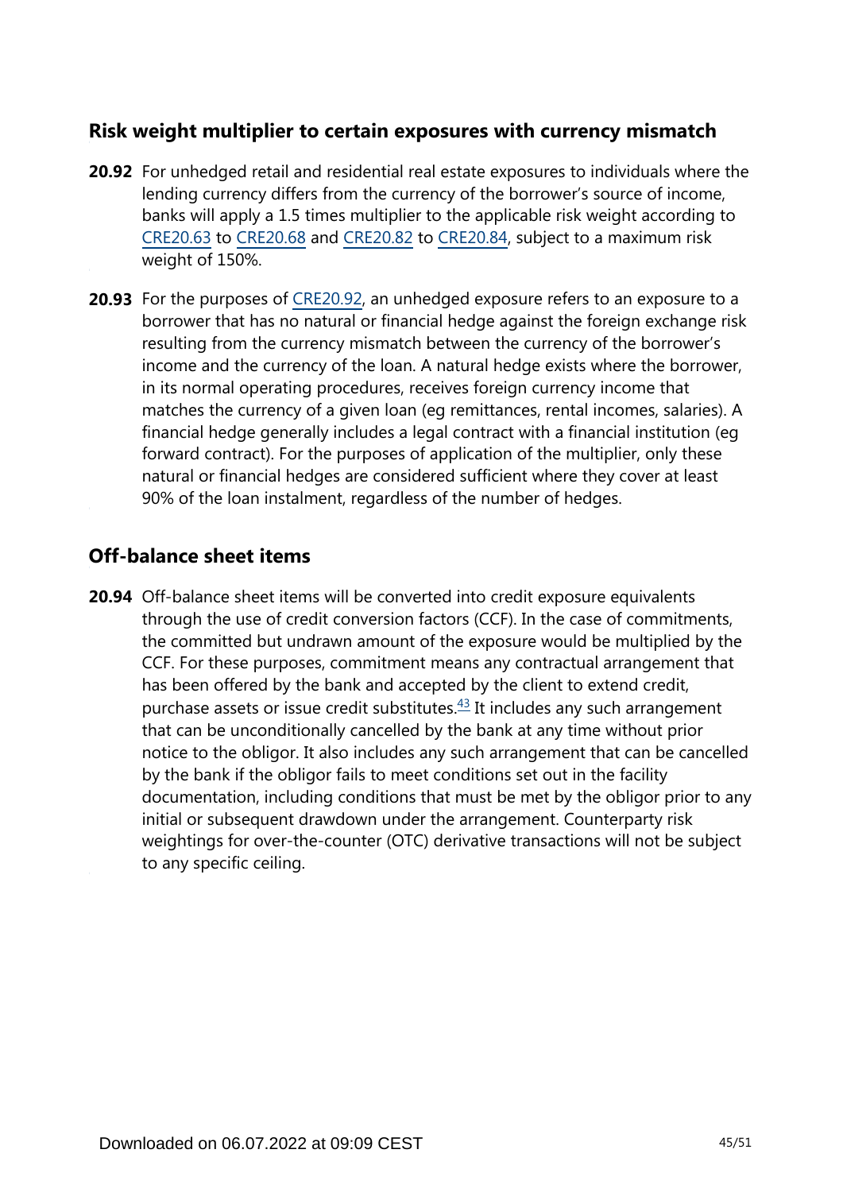## Risk weight multiplier to certain exposures with currency mismatch

**20.92** For unhedged retail and residential real estate exposures to individuals where the lending currency differs from the currency of the borrower's source of income, banks will apply a 1.5 times multiplier to the applicable risk weight according to CRE20.63 to CRE20.68 and CRE20.82 to CRE20.84, subject to a maximum risk weight of 150%.

**20.93** For the purposes of CRE20.92, an unhedged exposure refers to an exposure to a borrower that has no natural or financial hedge against the foreign exchange risk resulting from the currency mismatch between the currency of the borrower's income and the currency of the loan. A natural hedge exists where the borrower, in its normal operating procedures, receives foreign currency income that matches the currency of a given loan (eg remittances, rental incomes, salaries). A financial hedge generally includes a legal contract with a financial institution (eg forward contract). For the purposes of application of the multiplier, only these natural or financial hedges are considered sufficient where they cover at least 90% of the loan instalment, regardless of the number of hedges.

## Off-balance sheet items

**20.94** Off-balance sheet items will be converted into credit exposure equivalents through the use of credit conversion factors (CCF). In the case of commitments, the committed but undrawn amount of the exposure would be multiplied by the CCF. For these purposes, commitment means any contractual arrangement that has been offered by the bank and accepted by the client to extend credit, purchase assets or issue credit substitutes.[43] It includes any such arrangement that can be unconditionally cancelled by the bank at any time without prior notice to the obligor. It also includes any such arrangement that can be cancelled by the bank if the obligor fails to meet conditions set out in the facility documentation, including conditions that must be met by the obligor prior to any initial or subsequent drawdown under the arrangement. Counterparty risk weightings for over-the-counter (OTC) derivative transactions will not be subject to any specific ceiling.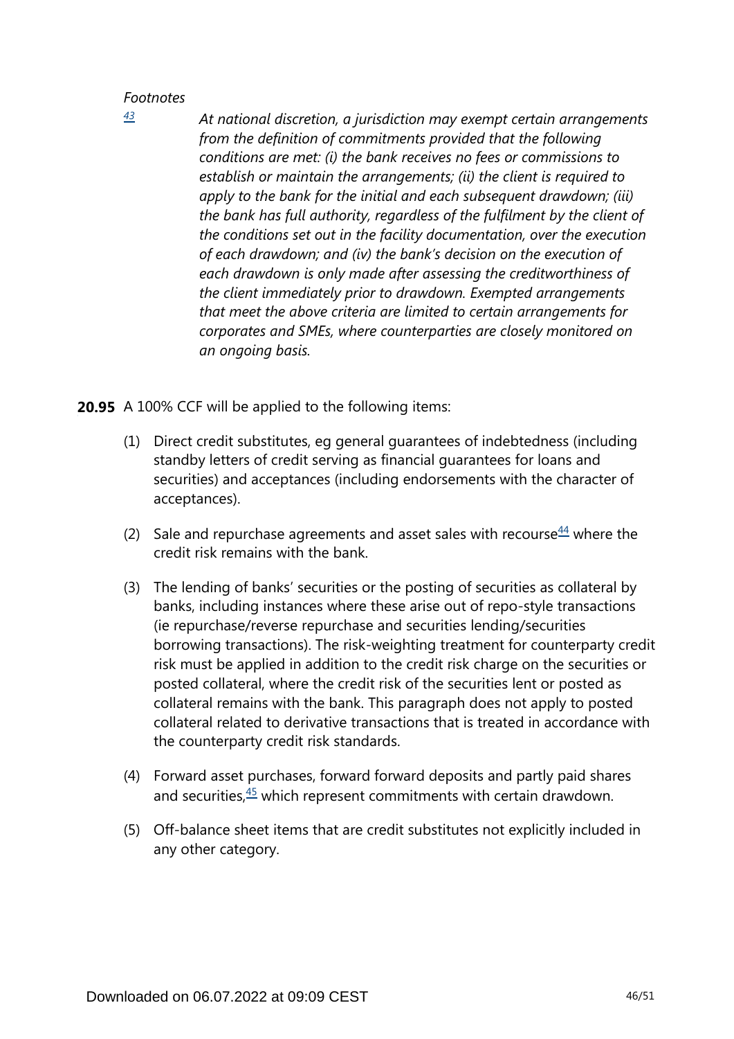*Footnotes*

[43] *At national discretion, a jurisdiction may exempt certain arrangements from the definition of commitments provided that the following conditions are met: (i) the bank receives no fees or commissions to establish or maintain the arrangements; (ii) the client is required to apply to the bank for the initial and each subsequent drawdown; (iii) the bank has full authority, regardless of the fulfilment by the client of the conditions set out in the facility documentation, over the execution of each drawdown; and (iv) the bank's decision on the execution of each drawdown is only made after assessing the creditworthiness of the client immediately prior to drawdown. Exempted arrangements that meet the above criteria are limited to certain arrangements for corporates and SMEs, where counterparties are closely monitored on an ongoing basis.*

**20.95** A 100% CCF will be applied to the following items:

(1) Direct credit substitutes, eg general guarantees of indebtedness (including standby letters of credit serving as financial guarantees for loans and securities) and acceptances (including endorsements with the character of acceptances).

(2) Sale and repurchase agreements and asset sales with recourse[44] where the credit risk remains with the bank.

(3) The lending of banks' securities or the posting of securities as collateral by banks, including instances where these arise out of repo-style transactions (ie repurchase/reverse repurchase and securities lending/securities borrowing transactions). The risk-weighting treatment for counterparty credit risk must be applied in addition to the credit risk charge on the securities or posted collateral, where the credit risk of the securities lent or posted as collateral remains with the bank. This paragraph does not apply to posted collateral related to derivative transactions that is treated in accordance with the counterparty credit risk standards.

(4) Forward asset purchases, forward forward deposits and partly paid shares and securities,[45] which represent commitments with certain drawdown.

(5) Off-balance sheet items that are credit substitutes not explicitly included in any other category.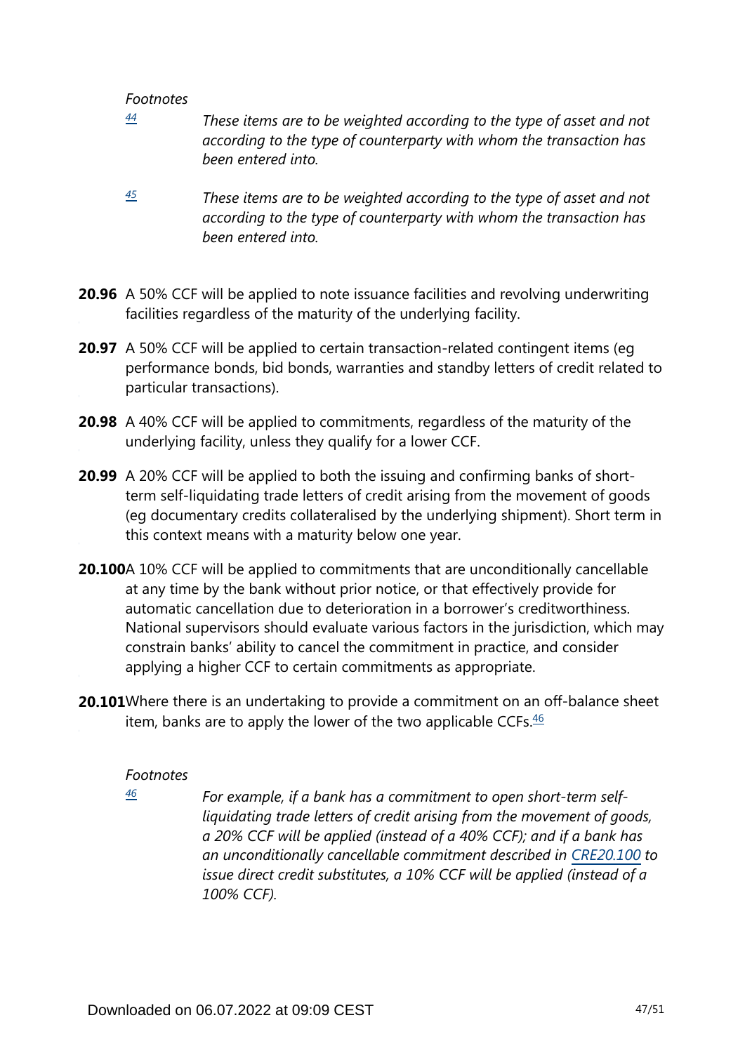*Footnotes*

[44] *These items are to be weighted according to the type of asset and not according to the type of counterparty with whom the transaction has been entered into.*

[45] *These items are to be weighted according to the type of asset and not according to the type of counterparty with whom the transaction has been entered into.*

**20.96** A 50% CCF will be applied to note issuance facilities and revolving underwriting facilities regardless of the maturity of the underlying facility.

**20.97** A 50% CCF will be applied to certain transaction-related contingent items (eg performance bonds, bid bonds, warranties and standby letters of credit related to particular transactions).

**20.98** A 40% CCF will be applied to commitments, regardless of the maturity of the underlying facility, unless they qualify for a lower CCF.

**20.99** A 20% CCF will be applied to both the issuing and confirming banks of short-term self-liquidating trade letters of credit arising from the movement of goods (eg documentary credits collateralised by the underlying shipment). Short term in this context means with a maturity below one year.

**20.100** A 10% CCF will be applied to commitments that are unconditionally cancellable at any time by the bank without prior notice, or that effectively provide for automatic cancellation due to deterioration in a borrower's creditworthiness. National supervisors should evaluate various factors in the jurisdiction, which may constrain banks' ability to cancel the commitment in practice, and consider applying a higher CCF to certain commitments as appropriate.

**20.101** Where there is an undertaking to provide a commitment on an off-balance sheet item, banks are to apply the lower of the two applicable CCFs.[46]

*Footnotes*

[46] *For example, if a bank has a commitment to open short-term self-liquidating trade letters of credit arising from the movement of goods, a 20% CCF will be applied (instead of a 40% CCF); and if a bank has an unconditionally cancellable commitment described in CRE20.100 to issue direct credit substitutes, a 10% CCF will be applied (instead of a 100% CCF).*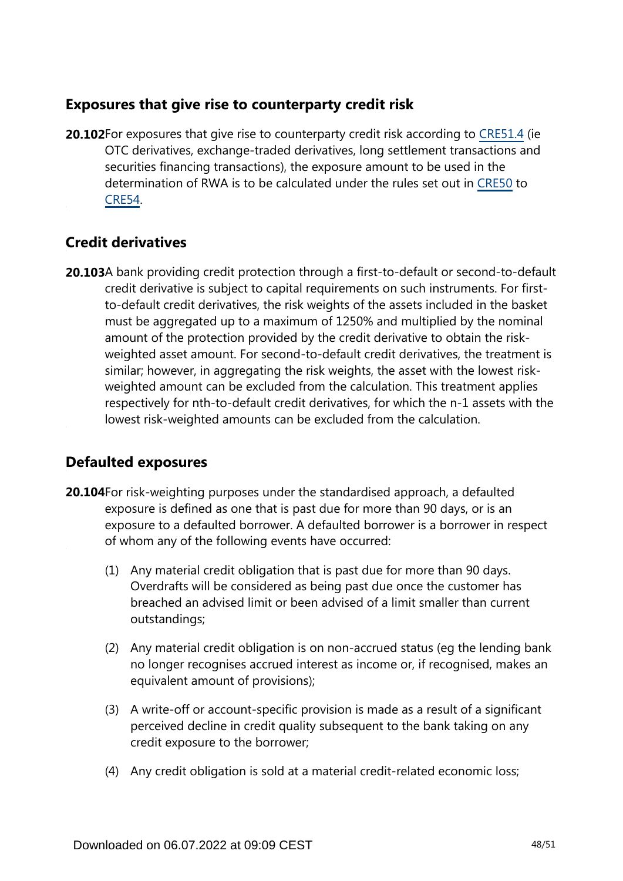## Exposures that give rise to counterparty credit risk

**20.102** For exposures that give rise to counterparty credit risk according to CRE51.4 (ie OTC derivatives, exchange-traded derivatives, long settlement transactions and securities financing transactions), the exposure amount to be used in the determination of RWA is to be calculated under the rules set out in CRE50 to CRE54.

## Credit derivatives

**20.103** A bank providing credit protection through a first-to-default or second-to-default credit derivative is subject to capital requirements on such instruments. For first-to-default credit derivatives, the risk weights of the assets included in the basket must be aggregated up to a maximum of 1250% and multiplied by the nominal amount of the protection provided by the credit derivative to obtain the risk-weighted asset amount. For second-to-default credit derivatives, the treatment is similar; however, in aggregating the risk weights, the asset with the lowest risk-weighted amount can be excluded from the calculation. This treatment applies respectively for nth-to-default credit derivatives, for which the n-1 assets with the lowest risk-weighted amounts can be excluded from the calculation.

## Defaulted exposures

**20.104** For risk-weighting purposes under the standardised approach, a defaulted exposure is defined as one that is past due for more than 90 days, or is an exposure to a defaulted borrower. A defaulted borrower is a borrower in respect of whom any of the following events have occurred:

(1) Any material credit obligation that is past due for more than 90 days. Overdrafts will be considered as being past due once the customer has breached an advised limit or been advised of a limit smaller than current outstandings;

(2) Any material credit obligation is on non-accrued status (eg the lending bank no longer recognises accrued interest as income or, if recognised, makes an equivalent amount of provisions);

(3) A write-off or account-specific provision is made as a result of a significant perceived decline in credit quality subsequent to the bank taking on any credit exposure to the borrower;

(4) Any credit obligation is sold at a material credit-related economic loss;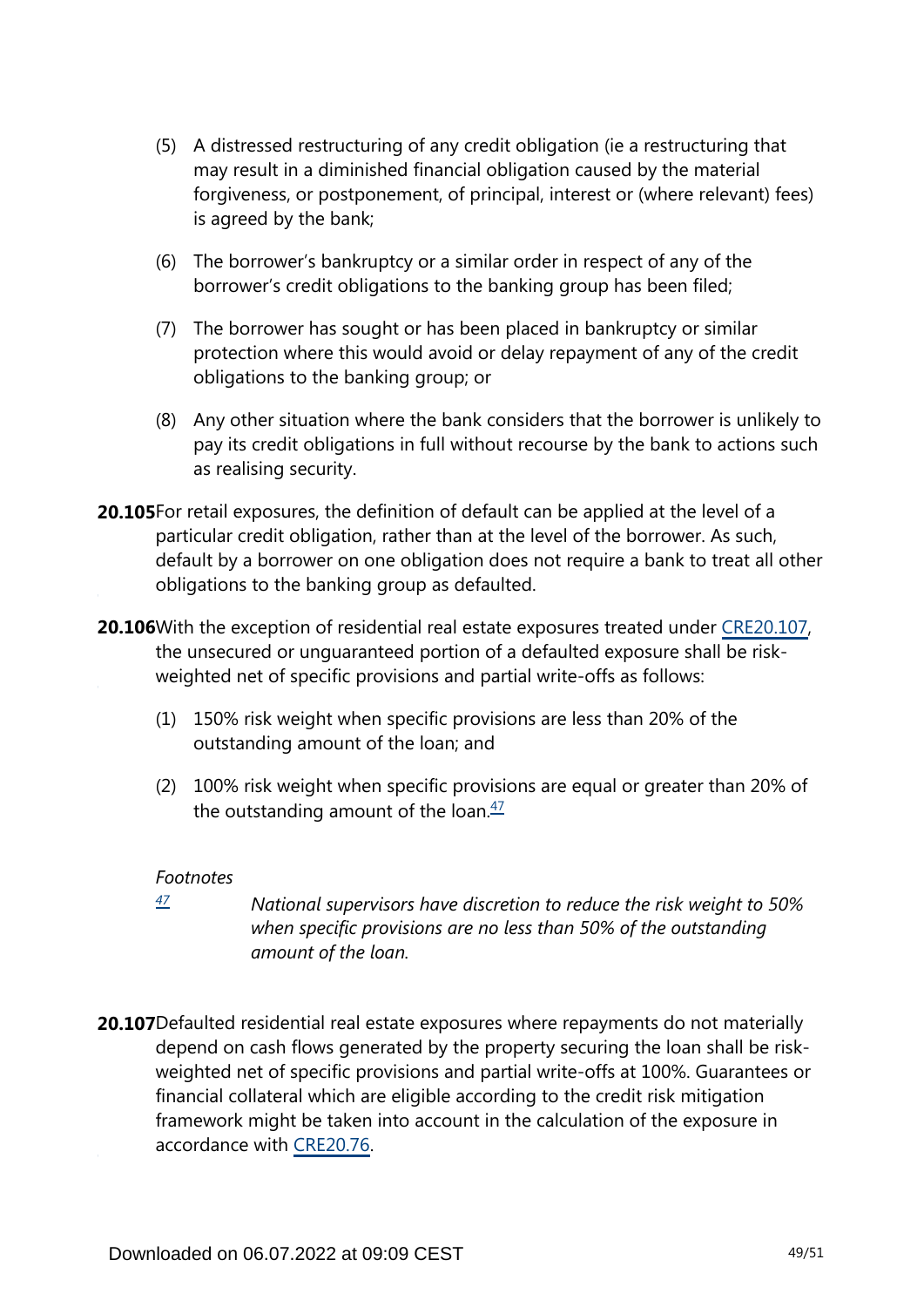(5) A distressed restructuring of any credit obligation (ie a restructuring that may result in a diminished financial obligation caused by the material forgiveness, or postponement, of principal, interest or (where relevant) fees) is agreed by the bank;

(6) The borrower's bankruptcy or a similar order in respect of any of the borrower's credit obligations to the banking group has been filed;

(7) The borrower has sought or has been placed in bankruptcy or similar protection where this would avoid or delay repayment of any of the credit obligations to the banking group; or

(8) Any other situation where the bank considers that the borrower is unlikely to pay its credit obligations in full without recourse by the bank to actions such as realising security.

**20.105** For retail exposures, the definition of default can be applied at the level of a particular credit obligation, rather than at the level of the borrower. As such, default by a borrower on one obligation does not require a bank to treat all other obligations to the banking group as defaulted.

**20.106** With the exception of residential real estate exposures treated under CRE20.107, the unsecured or unguaranteed portion of a defaulted exposure shall be risk-weighted net of specific provisions and partial write-offs as follows:

(1) 150% risk weight when specific provisions are less than 20% of the outstanding amount of the loan; and

(2) 100% risk weight when specific provisions are equal or greater than 20% of the outstanding amount of the loan.[47]

*Footnotes*

[47] *National supervisors have discretion to reduce the risk weight to 50% when specific provisions are no less than 50% of the outstanding amount of the loan.*

**20.107** Defaulted residential real estate exposures where repayments do not materially depend on cash flows generated by the property securing the loan shall be risk-weighted net of specific provisions and partial write-offs at 100%. Guarantees or financial collateral which are eligible according to the credit risk mitigation framework might be taken into account in the calculation of the exposure in accordance with CRE20.76.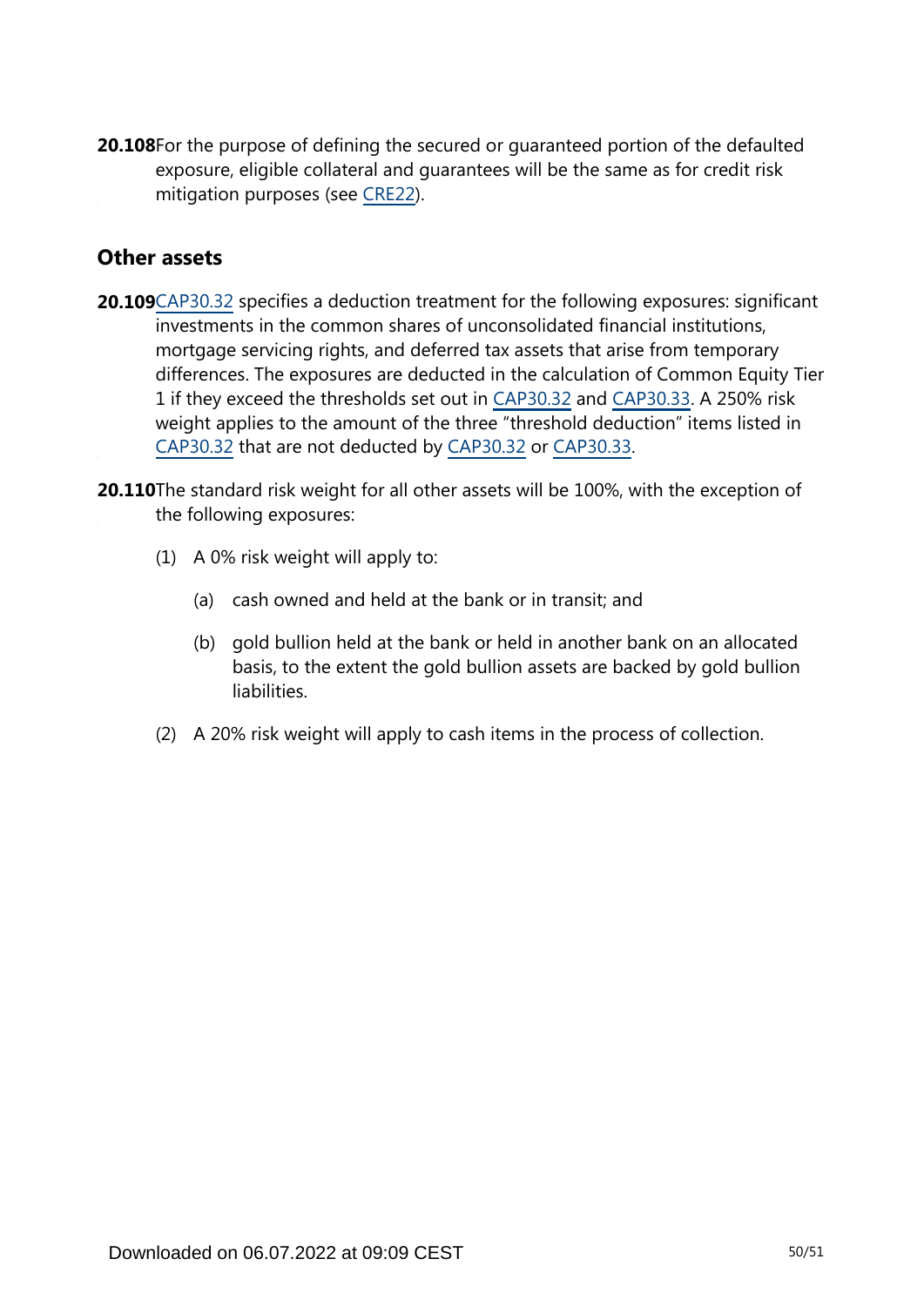**20.108** For the purpose of defining the secured or guaranteed portion of the defaulted exposure, eligible collateral and guarantees will be the same as for credit risk mitigation purposes (see CRE22).

## Other assets

**20.109** CAP30.32 specifies a deduction treatment for the following exposures: significant investments in the common shares of unconsolidated financial institutions, mortgage servicing rights, and deferred tax assets that arise from temporary differences. The exposures are deducted in the calculation of Common Equity Tier 1 if they exceed the thresholds set out in CAP30.32 and CAP30.33. A 250% risk weight applies to the amount of the three "threshold deduction" items listed in CAP30.32 that are not deducted by CAP30.32 or CAP30.33.

**20.110** The standard risk weight for all other assets will be 100%, with the exception of the following exposures:

(1) A 0% risk weight will apply to:

  (a) cash owned and held at the bank or in transit; and

  (b) gold bullion held at the bank or held in another bank on an allocated basis, to the extent the gold bullion assets are backed by gold bullion liabilities.

(2) A 20% risk weight will apply to cash items in the process of collection.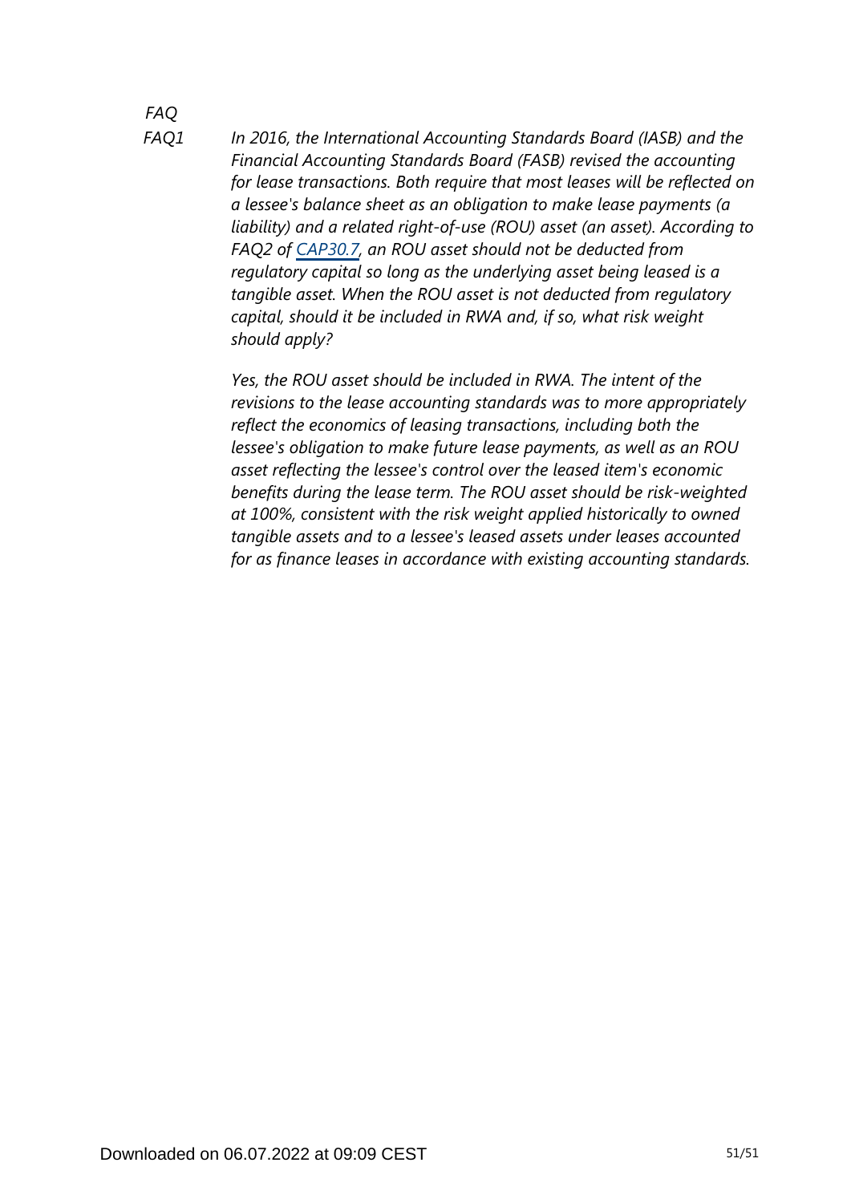*FAQ*

*FAQ1* *In 2016, the International Accounting Standards Board (IASB) and the Financial Accounting Standards Board (FASB) revised the accounting for lease transactions. Both require that most leases will be reflected on a lessee's balance sheet as an obligation to make lease payments (a liability) and a related right-of-use (ROU) asset (an asset). According to FAQ2 of [CAP30.7](CAP30.7), an ROU asset should not be deducted from regulatory capital so long as the underlying asset being leased is a tangible asset. When the ROU asset is not deducted from regulatory capital, should it be included in RWA and, if so, what risk weight should apply?*

*Yes, the ROU asset should be included in RWA. The intent of the revisions to the lease accounting standards was to more appropriately reflect the economics of leasing transactions, including both the lessee's obligation to make future lease payments, as well as an ROU asset reflecting the lessee's control over the leased item's economic benefits during the lease term. The ROU asset should be risk-weighted at 100%, consistent with the risk weight applied historically to owned tangible assets and to a lessee's leased assets under leases accounted for as finance leases in accordance with existing accounting standards.*